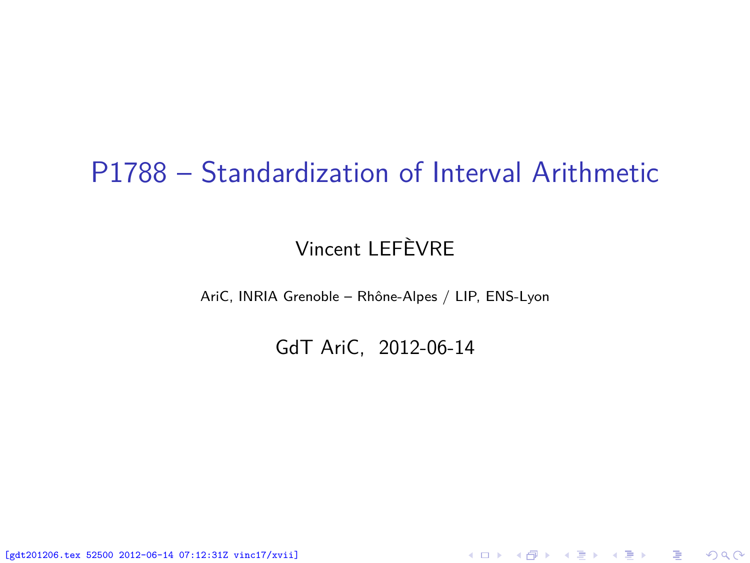# P1788 – Standardization of Interval Arithmetic

Vincent LEFÈVRE

AriC, INRIA Grenoble – Rhône-Alpes / LIP, ENS-Lyon

GdT AriC, 2012-06-14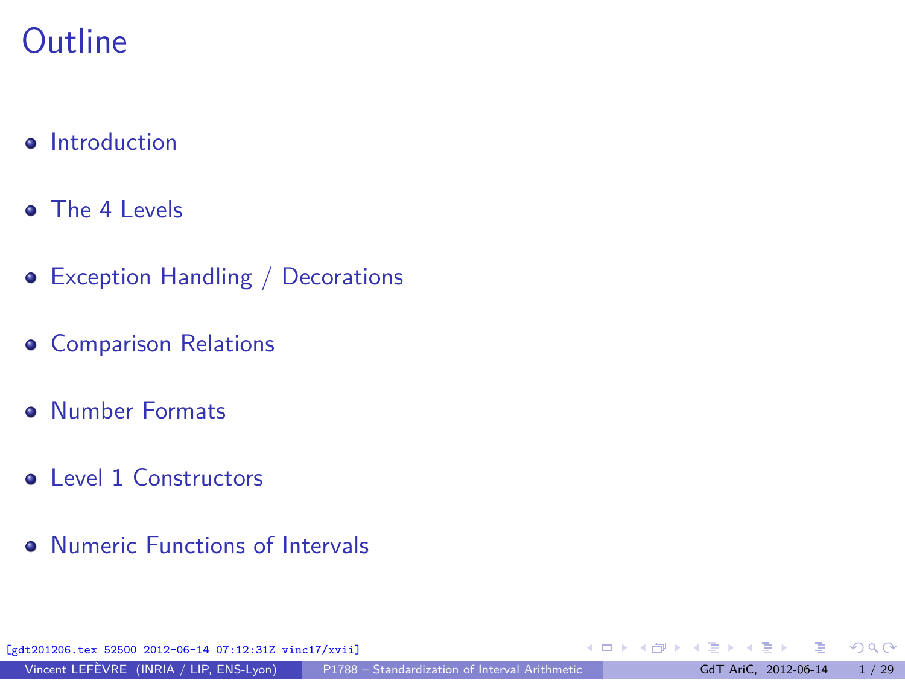# Outline

- Introduction
- The 4 Levels
- Exception Handling / Decorations
- Comparison Relations
- Number Formats
- Level 1 Constructors
- Numeric Functions of Intervals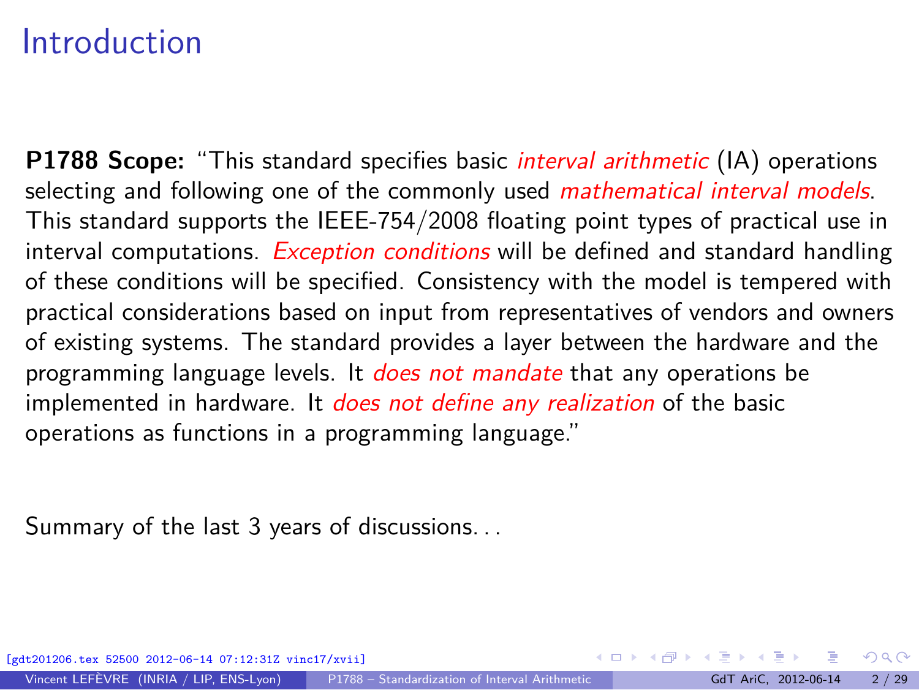# Introduction

**P1788 Scope:** "This standard specifies basic *interval arithmetic* (IA) operations selecting and following one of the commonly used *mathematical interval models*. This standard supports the IEEE-754/2008 floating point types of practical use in interval computations. *Exception conditions* will be defined and standard handling of these conditions will be specified. Consistency with the model is tempered with practical considerations based on input from representatives of vendors and owners of existing systems. The standard provides a layer between the hardware and the programming language levels. It *does not mandate* that any operations be implemented in hardware. It *does not define any realization* of the basic operations as functions in a programming language."

Summary of the last 3 years of discussions. . .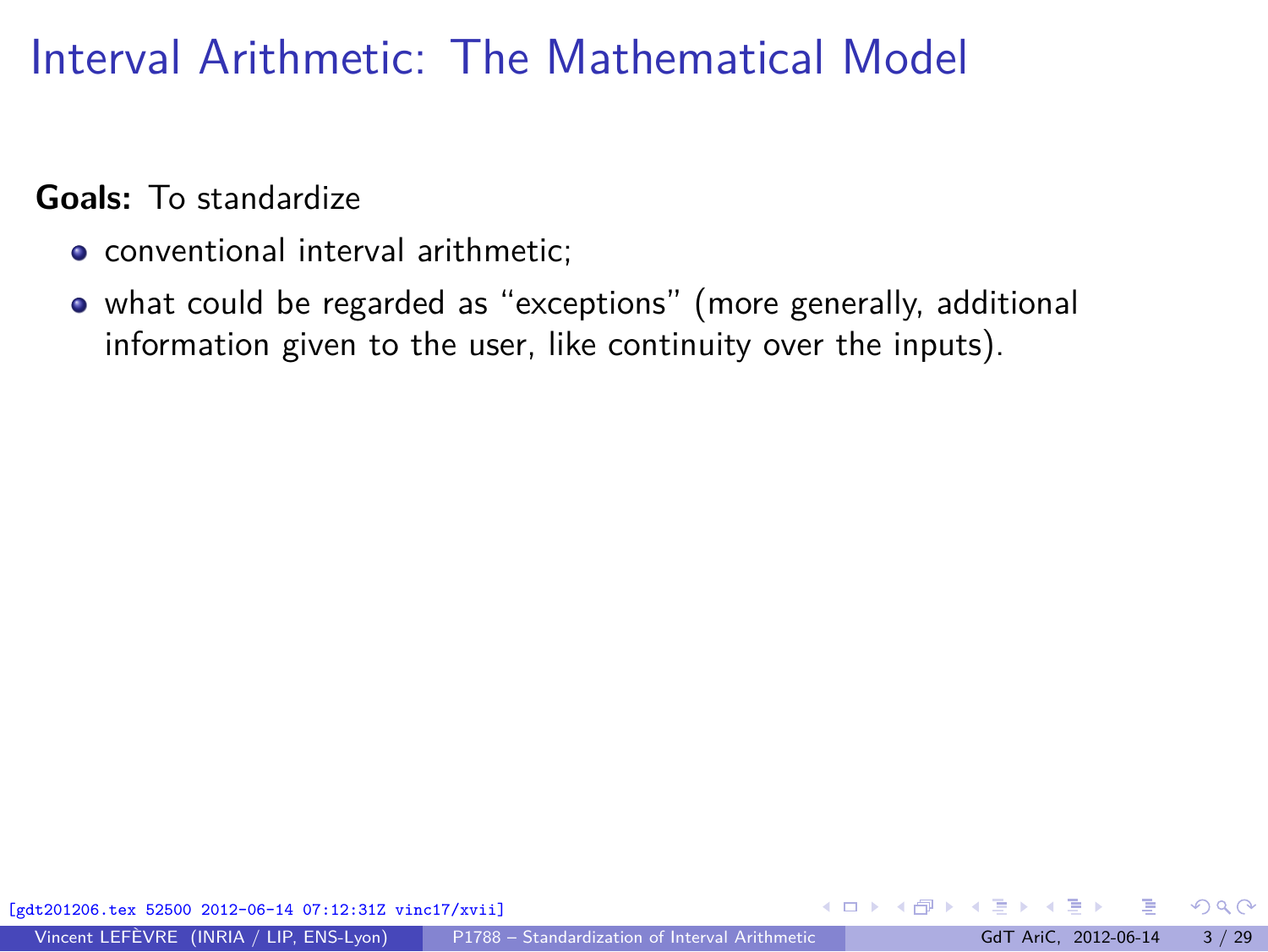# Interval Arithmetic: The Mathematical Model

**Goals:** To standardize

- conventional interval arithmetic;
- what could be regarded as "exceptions" (more generally, additional information given to the user, like continuity over the inputs).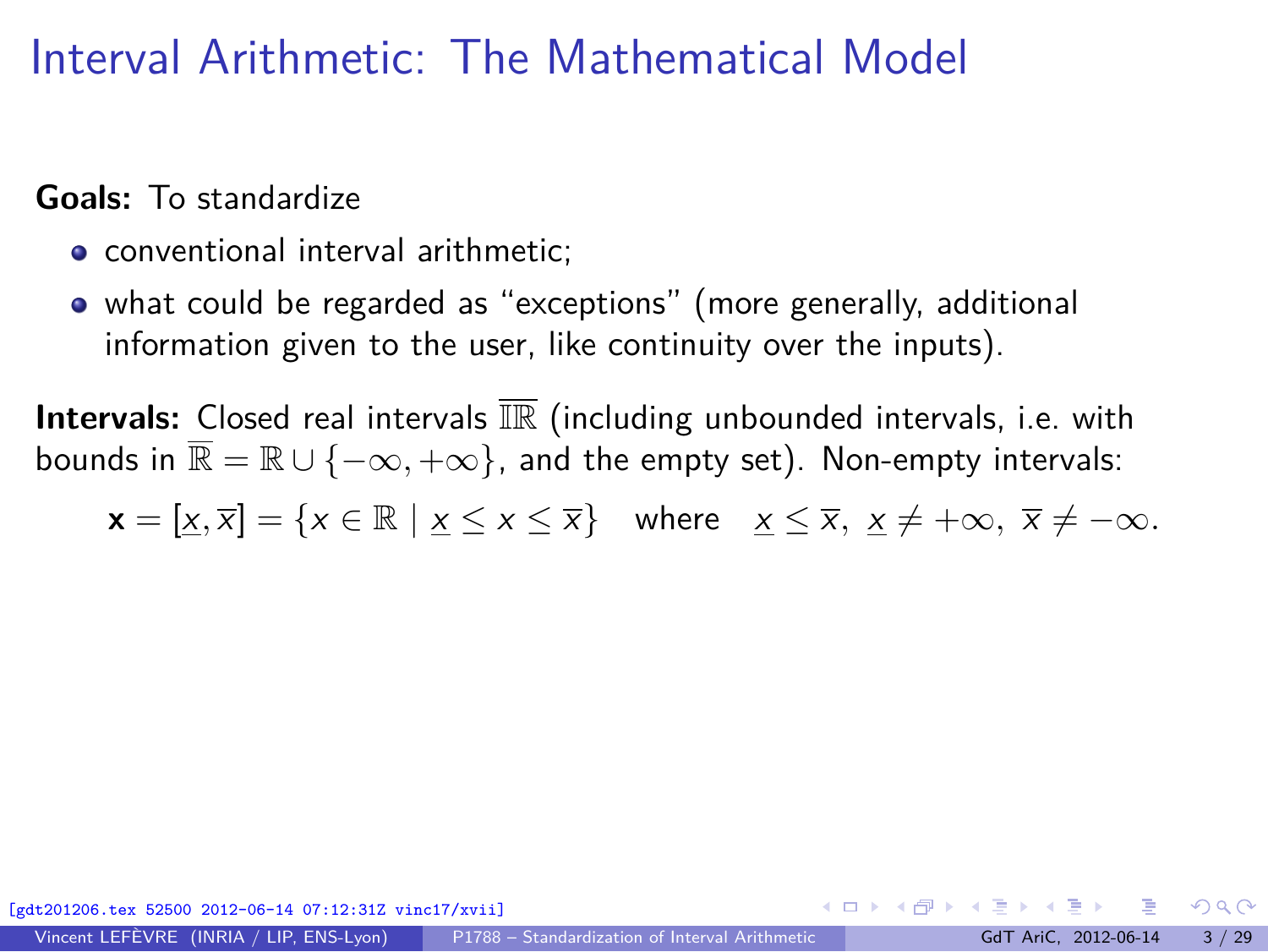# Interval Arithmetic: The Mathematical Model

**Goals:** To standardize

- conventional interval arithmetic;
- what could be regarded as "exceptions" (more generally, additional information given to the user, like continuity over the inputs).

**Intervals:** Closed real intervals $\overline{\mathbb{IR}}$ (including unbounded intervals, i.e. with bounds in $\overline{\mathbb{R}} = \mathbb{R} \cup \{-\infty, +\infty\}$, and the empty set). Non-empty intervals:

$$\mathbf{x} = [\underline{x}, \overline{x}] = \{x \in \mathbb{R} \mid \underline{x} \leq x \leq \overline{x}\} \quad \text{where} \quad \underline{x} \leq \overline{x},\ \underline{x} \neq +\infty,\ \overline{x} \neq -\infty.$$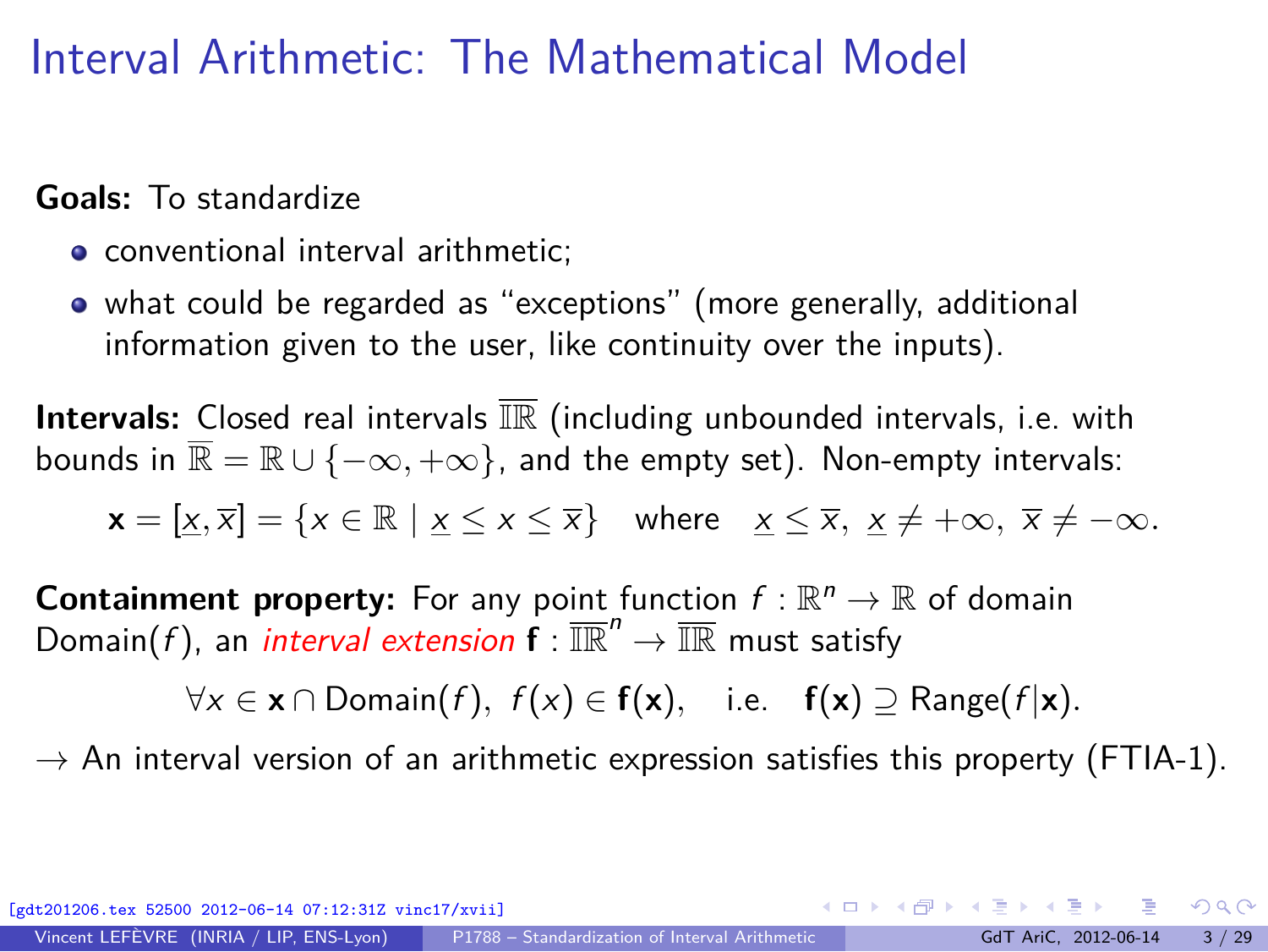# Interval Arithmetic: The Mathematical Model

**Goals:** To standardize

- conventional interval arithmetic;
- what could be regarded as "exceptions" (more generally, additional information given to the user, like continuity over the inputs).

**Intervals:** Closed real intervals $\overline{\mathbb{IR}}$ (including unbounded intervals, i.e. with bounds in $\overline{\mathbb{R}} = \mathbb{R} \cup \{-\infty, +\infty\}$, and the empty set). Non-empty intervals:

$$\mathbf{x} = [\underline{x}, \overline{x}] = \{x \in \mathbb{R} \mid \underline{x} \leq x \leq \overline{x}\} \quad \text{where} \quad \underline{x} \leq \overline{x},\ \underline{x} \neq +\infty,\ \overline{x} \neq -\infty.$$

**Containment property:** For any point function $f : \mathbb{R}^n \to \mathbb{R}$ of domain $\mathrm{Domain}(f)$, an *interval extension* $\mathbf{f} : \overline{\mathbb{IR}}^n \to \overline{\mathbb{IR}}$ must satisfy

$$\forall x \in \mathbf{x} \cap \mathrm{Domain}(f),\ f(x) \in \mathbf{f}(\mathbf{x}), \quad \text{i.e.} \quad \mathbf{f}(\mathbf{x}) \supseteq \mathrm{Range}(f|\mathbf{x}).$$

→ An interval version of an arithmetic expression satisfies this property (FTIA-1).

[gdt201206.tex 52500 2012-06-14 07:12:31Z vinc17/xvii]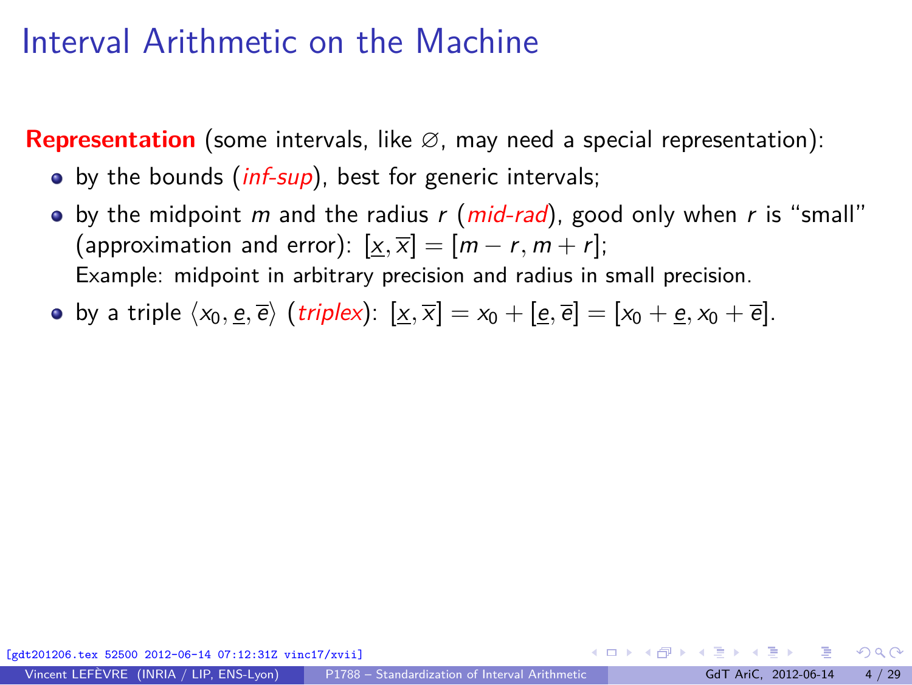# Interval Arithmetic on the Machine

**Representation** (some intervals, like $\varnothing$, may need a special representation):

- by the bounds (*inf-sup*), best for generic intervals;
- by the midpoint $m$ and the radius $r$ (*mid-rad*), good only when $r$ is "small" (approximation and error): $[\underline{x}, \overline{x}] = [m - r, m + r]$;
  Example: midpoint in arbitrary precision and radius in small precision.
- by a triple $\langle x_0, \underline{e}, \overline{e} \rangle$ (*triplex*): $[\underline{x}, \overline{x}] = x_0 + [\underline{e}, \overline{e}] = [x_0 + \underline{e}, x_0 + \overline{e}]$.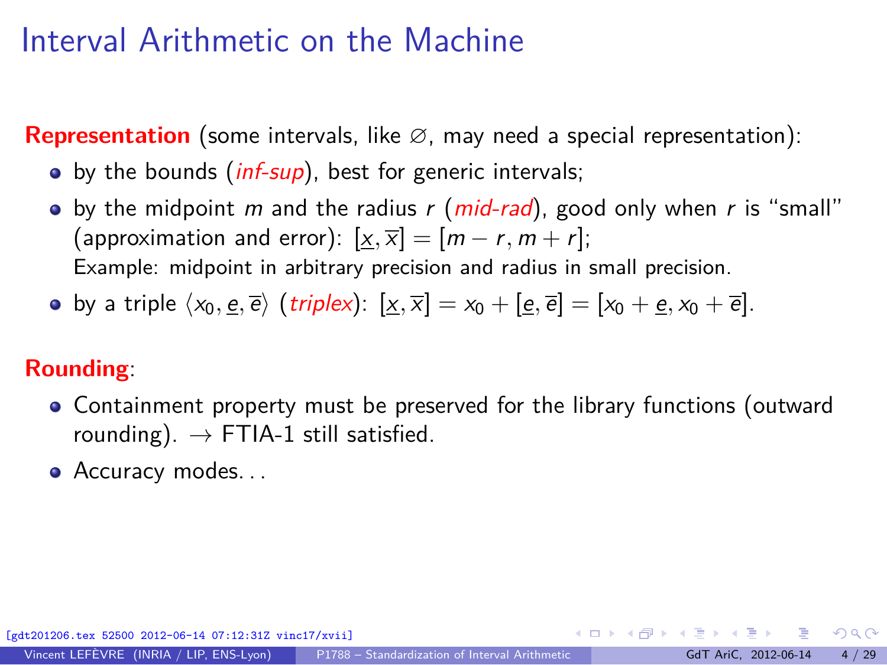# Interval Arithmetic on the Machine

**Representation** (some intervals, like $\varnothing$, may need a special representation):

- by the bounds (*inf-sup*), best for generic intervals;
- by the midpoint $m$ and the radius $r$ (*mid-rad*), good only when $r$ is "small" (approximation and error): $[\underline{x}, \overline{x}] = [m - r, m + r]$;
  Example: midpoint in arbitrary precision and radius in small precision.
- by a triple $\langle x_0, \underline{e}, \overline{e} \rangle$ (*triplex*): $[\underline{x}, \overline{x}] = x_0 + [\underline{e}, \overline{e}] = [x_0 + \underline{e}, x_0 + \overline{e}]$.

**Rounding**:

- Containment property must be preserved for the library functions (outward rounding). $\rightarrow$ FTIA-1 still satisfied.
- Accuracy modes...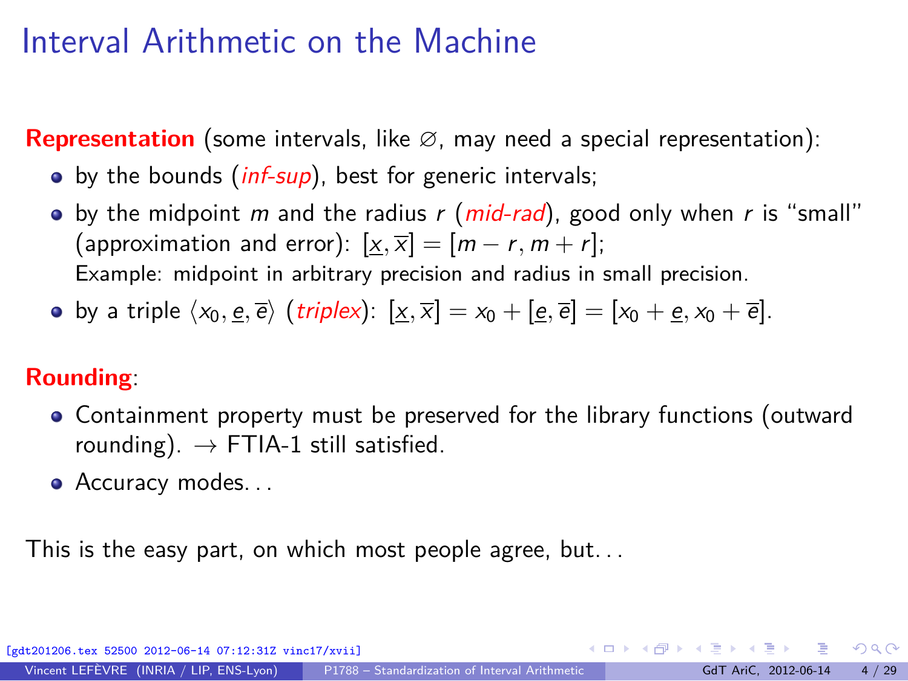# Interval Arithmetic on the Machine

**Representation** (some intervals, like $\varnothing$, may need a special representation):

- by the bounds (*inf-sup*), best for generic intervals;
- by the midpoint $m$ and the radius $r$ (*mid-rad*), good only when $r$ is "small" (approximation and error): $[\underline{x}, \overline{x}] = [m - r, m + r]$;
  Example: midpoint in arbitrary precision and radius in small precision.
- by a triple $\langle x_0, \underline{e}, \overline{e} \rangle$ (*triplex*): $[\underline{x}, \overline{x}] = x_0 + [\underline{e}, \overline{e}] = [x_0 + \underline{e}, x_0 + \overline{e}]$.

**Rounding**:

- Containment property must be preserved for the library functions (outward rounding). $\rightarrow$ FTIA-1 still satisfied.
- Accuracy modes...

This is the easy part, on which most people agree, but...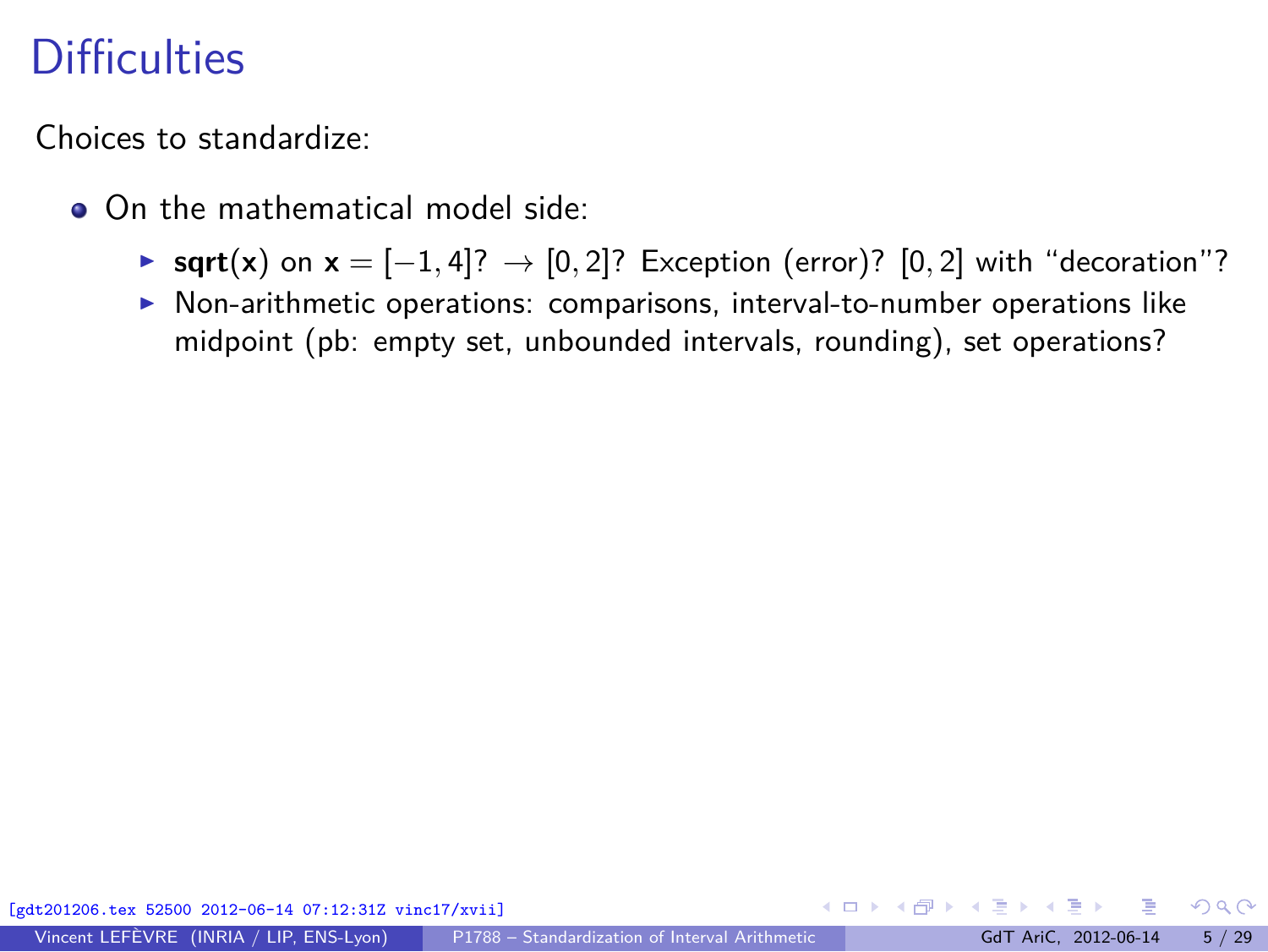# Difficulties

Choices to standardize:

- On the mathematical model side:
  - **sqrt**(**x**) on $\mathbf{x} = [-1, 4]$? $\rightarrow [0, 2]$? Exception (error)? $[0, 2]$ with “decoration”?
  - Non-arithmetic operations: comparisons, interval-to-number operations like midpoint (pb: empty set, unbounded intervals, rounding), set operations?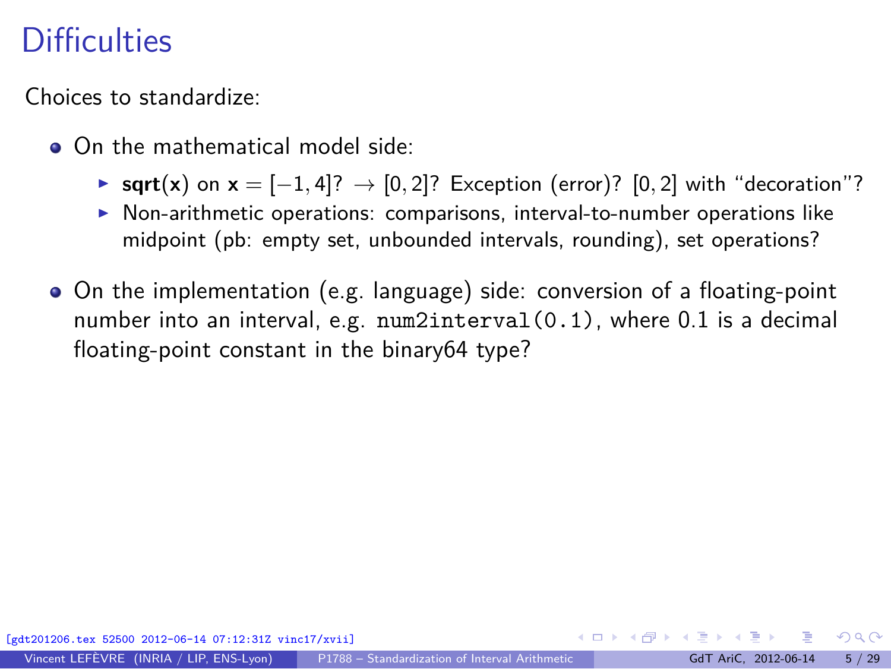# Difficulties

Choices to standardize:

- On the mathematical model side:
  - **sqrt**(**x**) on $\mathbf{x} = [-1, 4]$? $\rightarrow$ $[0, 2]$? Exception (error)? $[0, 2]$ with "decoration"?
  - Non-arithmetic operations: comparisons, interval-to-number operations like midpoint (pb: empty set, unbounded intervals, rounding), set operations?
- On the implementation (e.g. language) side: conversion of a floating-point number into an interval, e.g. `num2interval(0.1)`, where 0.1 is a decimal floating-point constant in the binary64 type?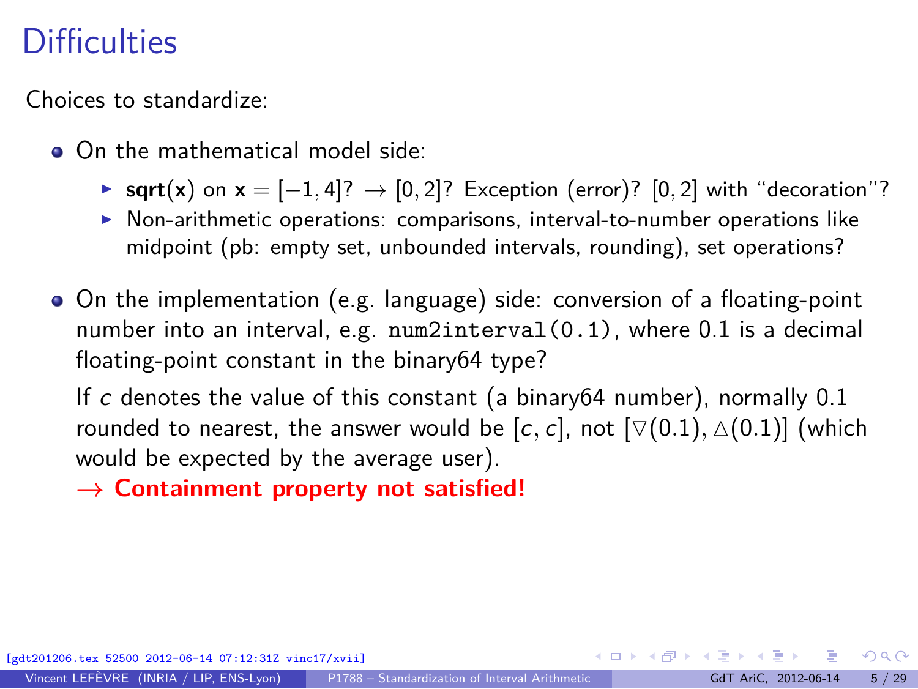# Difficulties

Choices to standardize:

- On the mathematical model side:
  - **sqrt**($\mathbf{x}$) on $\mathbf{x} = [-1, 4]$? $\rightarrow$ $[0, 2]$? Exception (error)? $[0, 2]$ with "decoration"?
  - Non-arithmetic operations: comparisons, interval-to-number operations like midpoint (pb: empty set, unbounded intervals, rounding), set operations?

- On the implementation (e.g. language) side: conversion of a floating-point number into an interval, e.g. `num2interval(0.1)`, where 0.1 is a decimal floating-point constant in the binary64 type?

  If $c$ denotes the value of this constant (a binary64 number), normally 0.1 rounded to nearest, the answer would be $[c, c]$, not $[\triangledown(0.1), \vartriangle(0.1)]$ (which would be expected by the average user).

  $\rightarrow$ **Containment property not satisfied!**

[gdt201206.tex 52500 2012-06-14 07:12:31Z vinc17/xvii]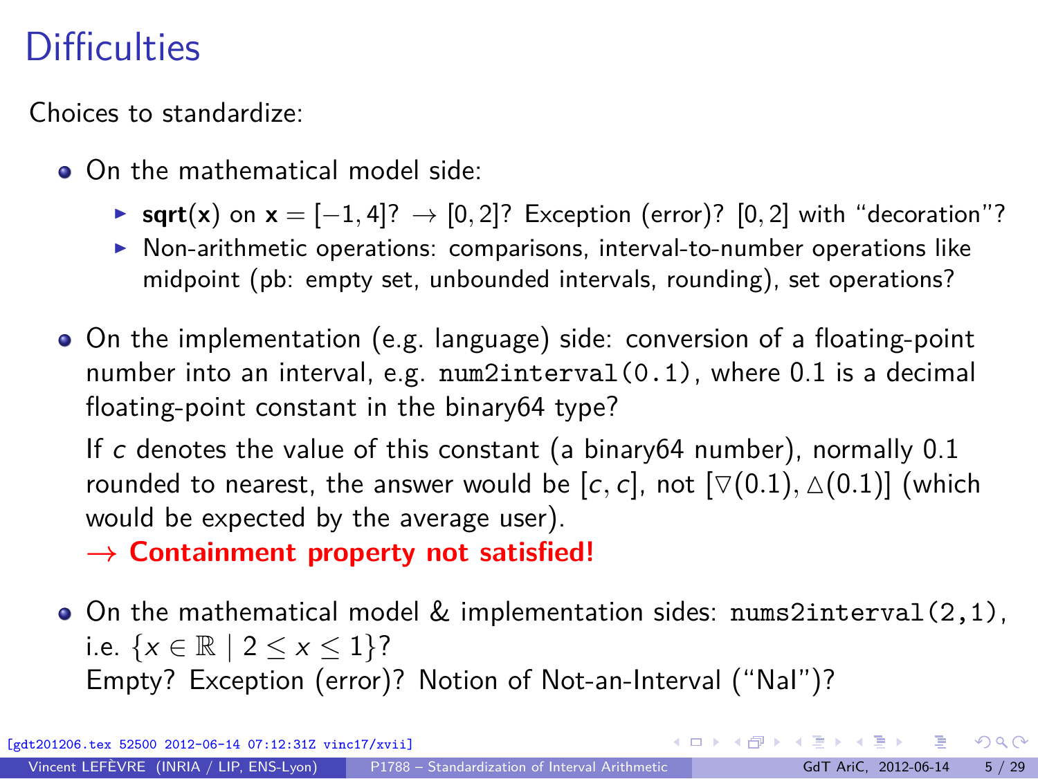# Difficulties

Choices to standardize:

- On the mathematical model side:
  - **sqrt**($\mathbf{x}$) on $\mathbf{x} = [-1, 4]$? $\rightarrow$ $[0, 2]$? Exception (error)? $[0, 2]$ with "decoration"?
  - Non-arithmetic operations: comparisons, interval-to-number operations like midpoint (pb: empty set, unbounded intervals, rounding), set operations?

- On the implementation (e.g. language) side: conversion of a floating-point number into an interval, e.g. `num2interval(0.1)`, where 0.1 is a decimal floating-point constant in the binary64 type?

  If $c$ denotes the value of this constant (a binary64 number), normally 0.1 rounded to nearest, the answer would be $[c, c]$, not $[\nabla(0.1), \triangle(0.1)]$ (which would be expected by the average user).
  $\rightarrow$ **Containment property not satisfied!**

- On the mathematical model & implementation sides: `nums2interval(2,1)`, i.e. $\{x \in \mathbb{R} \mid 2 \leq x \leq 1\}$?
  Empty? Exception (error)? Notion of Not-an-Interval ("NaI")?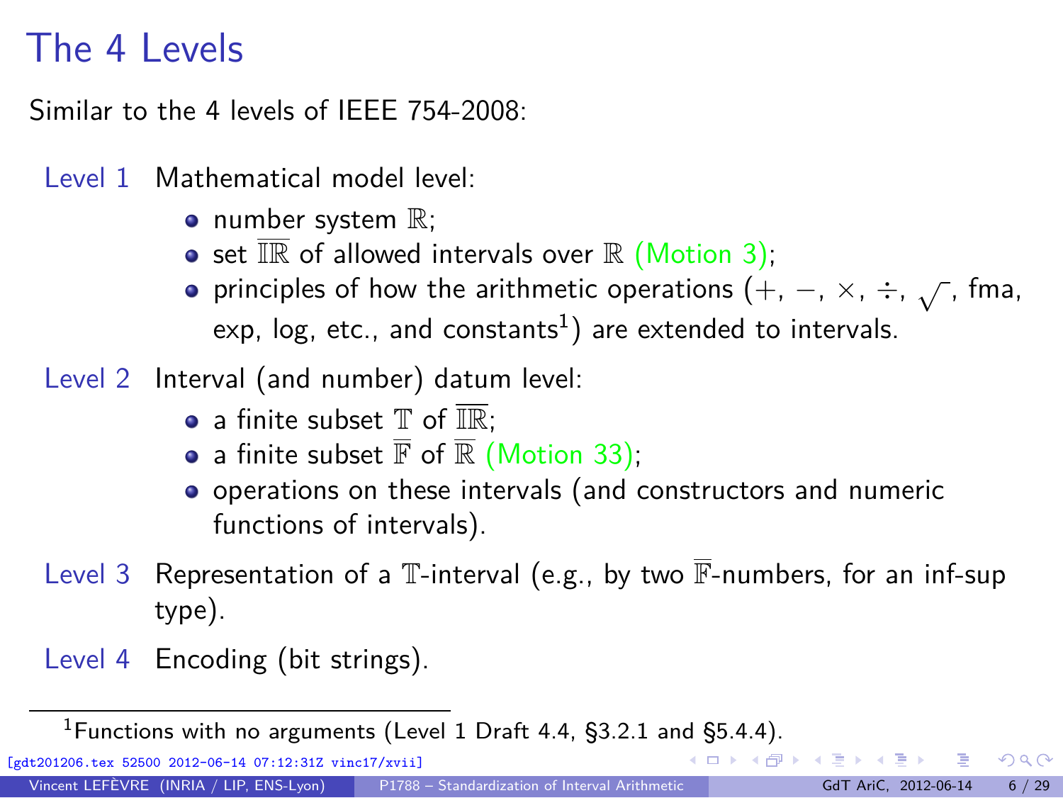# The 4 Levels

Similar to the 4 levels of IEEE 754-2008:

Level 1 Mathematical model level:

- number system $\mathbb{R}$;
- set $\overline{\mathbb{IR}}$ of allowed intervals over $\mathbb{R}$ (Motion 3);
- principles of how the arithmetic operations ($+$, $-$, $\times$, $\div$, $\sqrt{\ }$, fma, exp, log, etc., and constants[1]) are extended to intervals.

Level 2 Interval (and number) datum level:

- a finite subset $\mathbb{T}$ of $\overline{\mathbb{IR}}$;
- a finite subset $\overline{\mathbb{F}}$ of $\overline{\mathbb{R}}$ (Motion 33);
- operations on these intervals (and constructors and numeric functions of intervals).

Level 3 Representation of a $\mathbb{T}$-interval (e.g., by two $\overline{\mathbb{F}}$-numbers, for an inf-sup type).

Level 4 Encoding (bit strings).

[1] Functions with no arguments (Level 1 Draft 4.4, §3.2.1 and §5.4.4).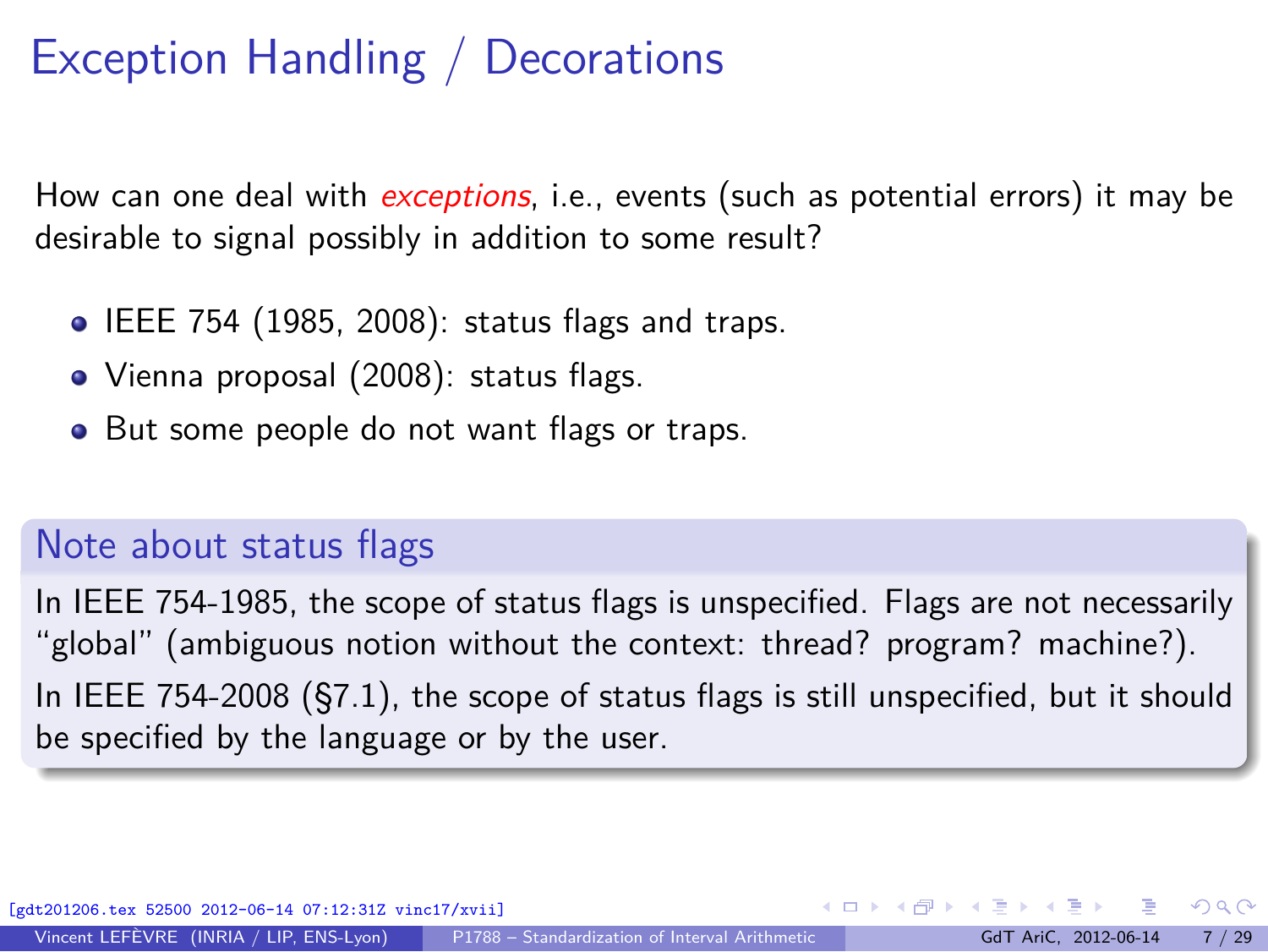# Exception Handling / Decorations

How can one deal with *exceptions*, i.e., events (such as potential errors) it may be desirable to signal possibly in addition to some result?

- IEEE 754 (1985, 2008): status flags and traps.
- Vienna proposal (2008): status flags.
- But some people do not want flags or traps.

## Note about status flags

In IEEE 754-1985, the scope of status flags is unspecified. Flags are not necessarily "global" (ambiguous notion without the context: thread? program? machine?).

In IEEE 754-2008 (§7.1), the scope of status flags is still unspecified, but it should be specified by the language or by the user.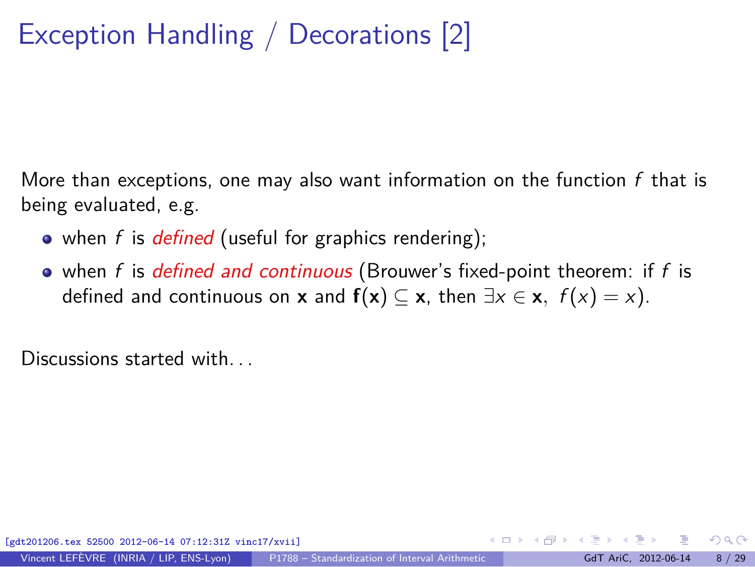# Exception Handling / Decorations [2]

More than exceptions, one may also want information on the function $f$ that is being evaluated, e.g.

- when $f$ is *defined* (useful for graphics rendering);
- when $f$ is *defined and continuous* (Brouwer's fixed-point theorem: if $f$ is defined and continuous on $\mathbf{x}$ and $\mathbf{f}(\mathbf{x}) \subseteq \mathbf{x}$, then $\exists x \in \mathbf{x},\ f(x) = x$).

Discussions started with…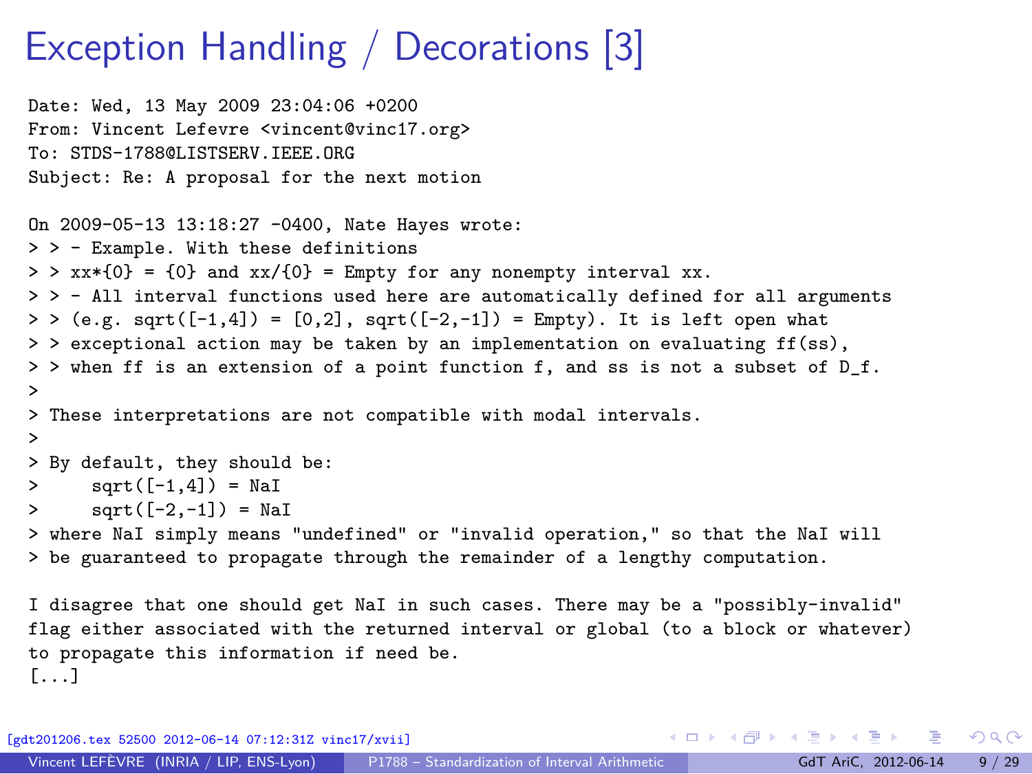# Exception Handling / Decorations [3]

```
Date: Wed, 13 May 2009 23:04:06 +0200
From: Vincent Lefevre <vincent@vinc17.org>
To: STDS-1788@LISTSERV.IEEE.ORG
Subject: Re: A proposal for the next motion

On 2009-05-13 13:18:27 -0400, Nate Hayes wrote:
> > - Example. With these definitions
> > xx*{0} = {0} and xx/{0} = Empty for any nonempty interval xx.
> > - All interval functions used here are automatically defined for all arguments
> > (e.g. sqrt([-1,4]) = [0,2], sqrt([-2,-1]) = Empty). It is left open what
> > exceptional action may be taken by an implementation on evaluating ff(ss),
> > when ff is an extension of a point function f, and ss is not a subset of D_f.
>
> These interpretations are not compatible with modal intervals.
>
> By default, they should be:
>     sqrt([-1,4]) = NaI
>     sqrt([-2,-1]) = NaI
> where NaI simply means "undefined" or "invalid operation," so that the NaI will
> be guaranteed to propagate through the remainder of a lengthy computation.

I disagree that one should get NaI in such cases. There may be a "possibly-invalid"
flag either associated with the returned interval or global (to a block or whatever)
to propagate this information if need be.
[...]
```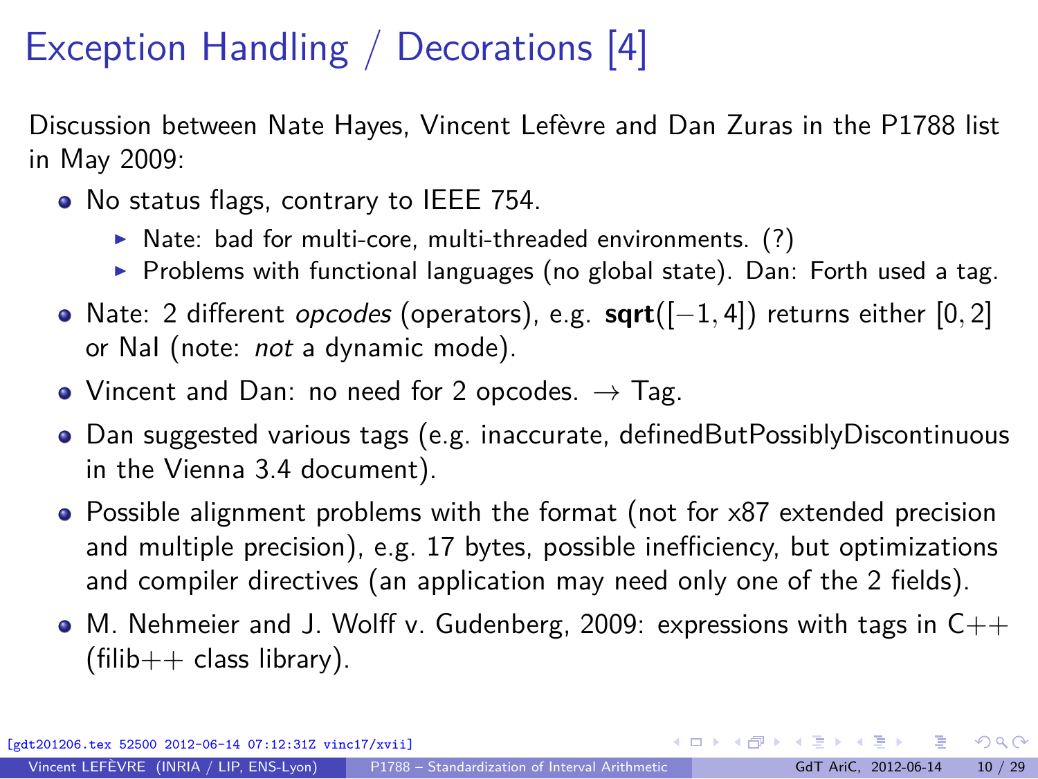# Exception Handling / Decorations [4]

Discussion between Nate Hayes, Vincent Lefèvre and Dan Zuras in the P1788 list in May 2009:

- No status flags, contrary to IEEE 754.
  - Nate: bad for multi-core, multi-threaded environments. (?)
  - Problems with functional languages (no global state). Dan: Forth used a tag.
- Nate: 2 different *opcodes* (operators), e.g. **sqrt**($[-1, 4]$) returns either $[0, 2]$ or NaI (note: *not* a dynamic mode).
- Vincent and Dan: no need for 2 opcodes. → Tag.
- Dan suggested various tags (e.g. inaccurate, definedButPossiblyDiscontinuous in the Vienna 3.4 document).
- Possible alignment problems with the format (not for x87 extended precision and multiple precision), e.g. 17 bytes, possible inefficiency, but optimizations and compiler directives (an application may need only one of the 2 fields).
- M. Nehmeier and J. Wolff v. Gudenberg, 2009: expressions with tags in C++ (filib++ class library).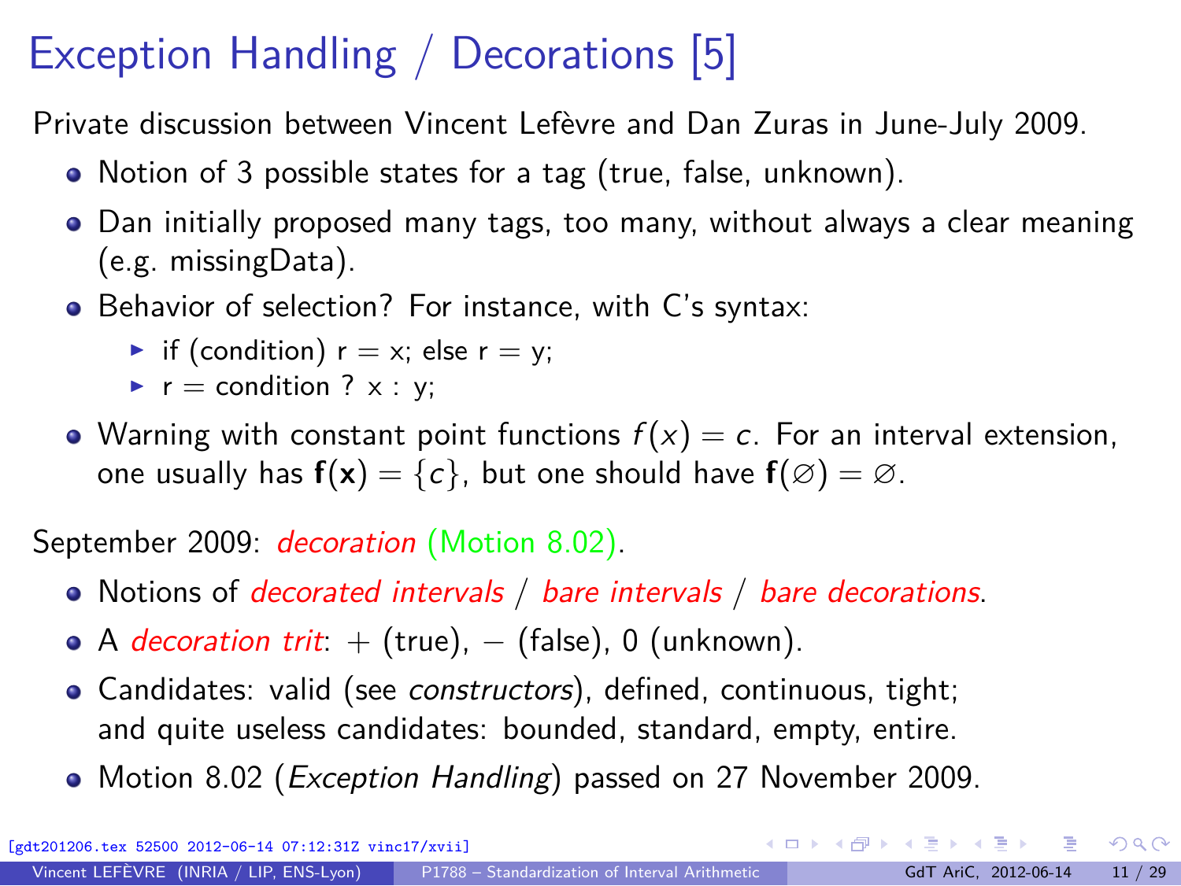# Exception Handling / Decorations [5]

Private discussion between Vincent Lefèvre and Dan Zuras in June-July 2009.

- Notion of 3 possible states for a tag (true, false, unknown).
- Dan initially proposed many tags, too many, without always a clear meaning (e.g. missingData).
- Behavior of selection? For instance, with C's syntax:
  - if (condition) r = x; else r = y;
  - r = condition ? x : y;
- Warning with constant point functions $f(x) = c$. For an interval extension, one usually has $\mathbf{f}(\mathbf{x}) = \{c\}$, but one should have $\mathbf{f}(\varnothing) = \varnothing$.

September 2009: *decoration* (Motion 8.02).

- Notions of *decorated intervals* / *bare intervals* / *bare decorations*.
- A *decoration trit*: $+$ (true), $-$ (false), 0 (unknown).
- Candidates: valid (see *constructors*), defined, continuous, tight; and quite useless candidates: bounded, standard, empty, entire.
- Motion 8.02 (*Exception Handling*) passed on 27 November 2009.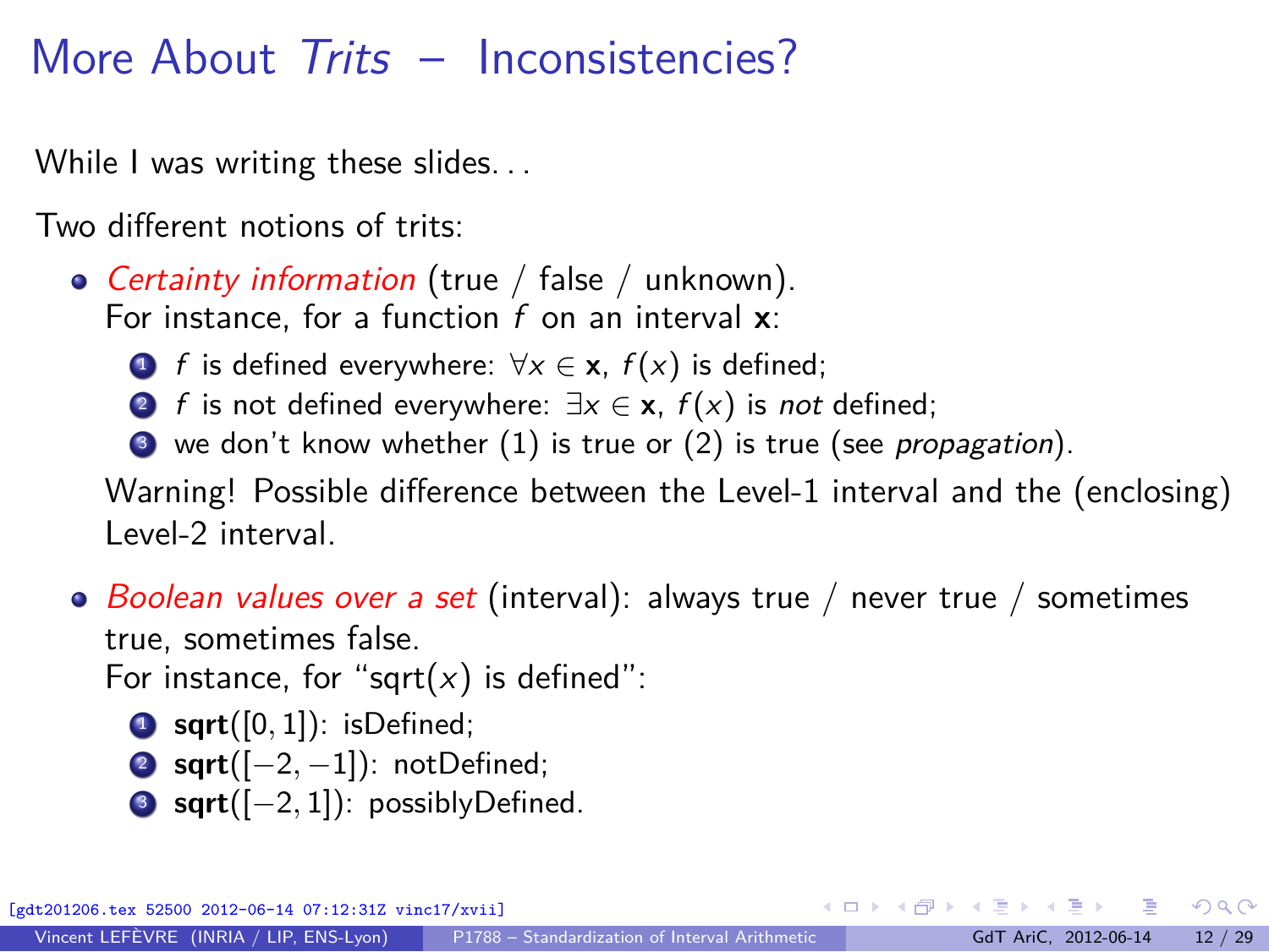# More About *Trits* – Inconsistencies?

While I was writing these slides…

Two different notions of trits:

- *Certainty information* (true / false / unknown).
  For instance, for a function $f$ on an interval $\mathbf{x}$:
  1. $f$ is defined everywhere: $\forall x \in \mathbf{x}$, $f(x)$ is defined;
  2. $f$ is not defined everywhere: $\exists x \in \mathbf{x}$, $f(x)$ is *not* defined;
  3. we don't know whether (1) is true or (2) is true (see *propagation*).

  Warning! Possible difference between the Level-1 interval and the (enclosing) Level-2 interval.

- *Boolean values over a set* (interval): always true / never true / sometimes true, sometimes false.
  For instance, for "sqrt($x$) is defined":
  1. **sqrt**($[0, 1]$): isDefined;
  2. **sqrt**($[-2, -1]$): notDefined;
  3. **sqrt**($[-2, 1]$): possiblyDefined.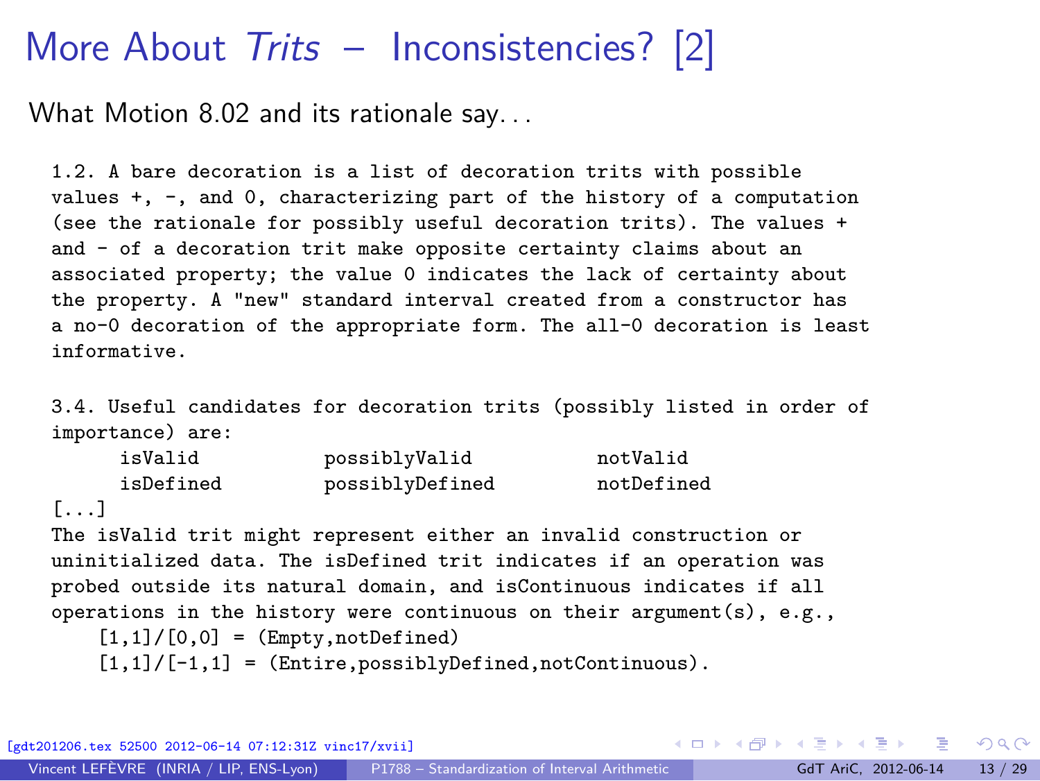# More About *Trits* – Inconsistencies? [2]

What Motion 8.02 and its rationale say...

```
1.2. A bare decoration is a list of decoration trits with possible
values +, -, and 0, characterizing part of the history of a computation
(see the rationale for possibly useful decoration trits). The values +
and - of a decoration trit make opposite certainty claims about an
associated property; the value 0 indicates the lack of certainty about
the property. A "new" standard interval created from a constructor has
a no-0 decoration of the appropriate form. The all-0 decoration is least
informative.

3.4. Useful candidates for decoration trits (possibly listed in order of
importance) are:
     isValid          possiblyValid          notValid
     isDefined        possiblyDefined        notDefined
[...]
The isValid trit might represent either an invalid construction or
uninitialized data. The isDefined trit indicates if an operation was
probed outside its natural domain, and isContinuous indicates if all
operations in the history were continuous on their argument(s), e.g.,
    [1,1]/[0,0] = (Empty,notDefined)
    [1,1]/[-1,1] = (Entire,possiblyDefined,notContinuous).
```

[gdt201206.tex 52500 2012-06-14 07:12:31Z vinc17/xvii]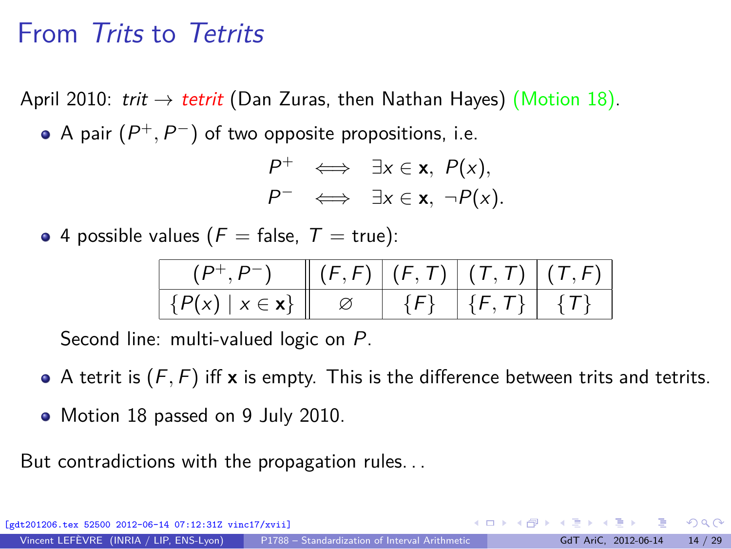# From *Trits* to *Tetrits*

April 2010: *trit* $\rightarrow$ *tetrit* (Dan Zuras, then Nathan Hayes) (Motion 18).

- A pair $(P^+, P^-)$ of two opposite propositions, i.e.

$$
\begin{aligned}
P^+ &\iff \exists x \in \mathbf{x},\ P(x), \\
P^- &\iff \exists x \in \mathbf{x},\ \neg P(x).
\end{aligned}
$$

- 4 possible values ($F$ = false, $T$ = true):

| $(P^+, P^-)$ | $(F, F)$ | $(F, T)$ | $(T, T)$ | $(T, F)$ |
|---|---|---|---|---|
| $\{P(x) \mid x \in \mathbf{x}\}$ | $\varnothing$ | $\{F\}$ | $\{F, T\}$ | $\{T\}$ |

  Second line: multi-valued logic on $P$.

- A tetrit is $(F, F)$ iff $\mathbf{x}$ is empty. This is the difference between trits and tetrits.

- Motion 18 passed on 9 July 2010.

But contradictions with the propagation rules...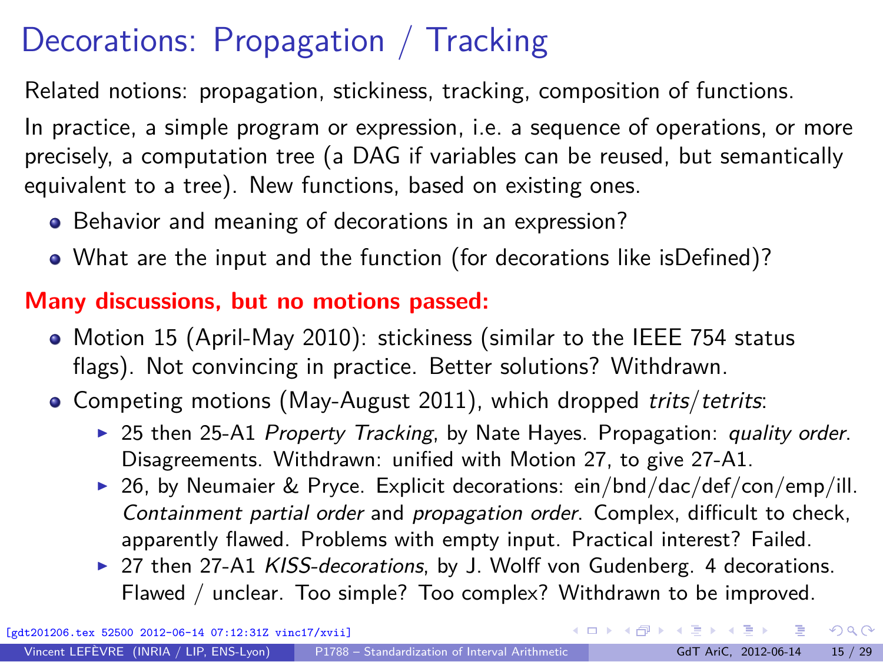# Decorations: Propagation / Tracking

Related notions: propagation, stickiness, tracking, composition of functions.

In practice, a simple program or expression, i.e. a sequence of operations, or more precisely, a computation tree (a DAG if variables can be reused, but semantically equivalent to a tree). New functions, based on existing ones.

- Behavior and meaning of decorations in an expression?
- What are the input and the function (for decorations like isDefined)?

**Many discussions, but no motions passed:**

- Motion 15 (April-May 2010): stickiness (similar to the IEEE 754 status flags). Not convincing in practice. Better solutions? Withdrawn.
- Competing motions (May-August 2011), which dropped *trits*/*tetrits*:
  - 25 then 25-A1 *Property Tracking*, by Nate Hayes. Propagation: *quality order*. Disagreements. Withdrawn: unified with Motion 27, to give 27-A1.
  - 26, by Neumaier & Pryce. Explicit decorations: ein/bnd/dac/def/con/emp/ill. *Containment partial order* and *propagation order*. Complex, difficult to check, apparently flawed. Problems with empty input. Practical interest? Failed.
  - 27 then 27-A1 *KISS-decorations*, by J. Wolff von Gudenberg. 4 decorations. Flawed / unclear. Too simple? Too complex? Withdrawn to be improved.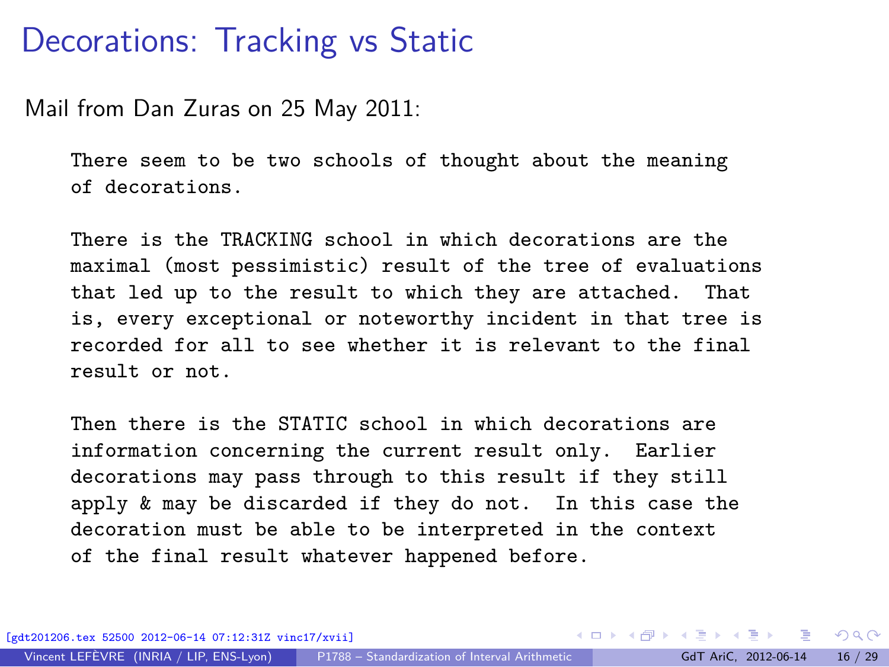# Decorations: Tracking vs Static

Mail from Dan Zuras on 25 May 2011:

```
There seem to be two schools of thought about the meaning
of decorations.

There is the TRACKING school in which decorations are the
maximal (most pessimistic) result of the tree of evaluations
that led up to the result to which they are attached.  That
is, every exceptional or noteworthy incident in that tree is
recorded for all to see whether it is relevant to the final
result or not.

Then there is the STATIC school in which decorations are
information concerning the current result only.  Earlier
decorations may pass through to this result if they still
apply & may be discarded if they do not.  In this case the
decoration must be able to be interpreted in the context
of the final result whatever happened before.
```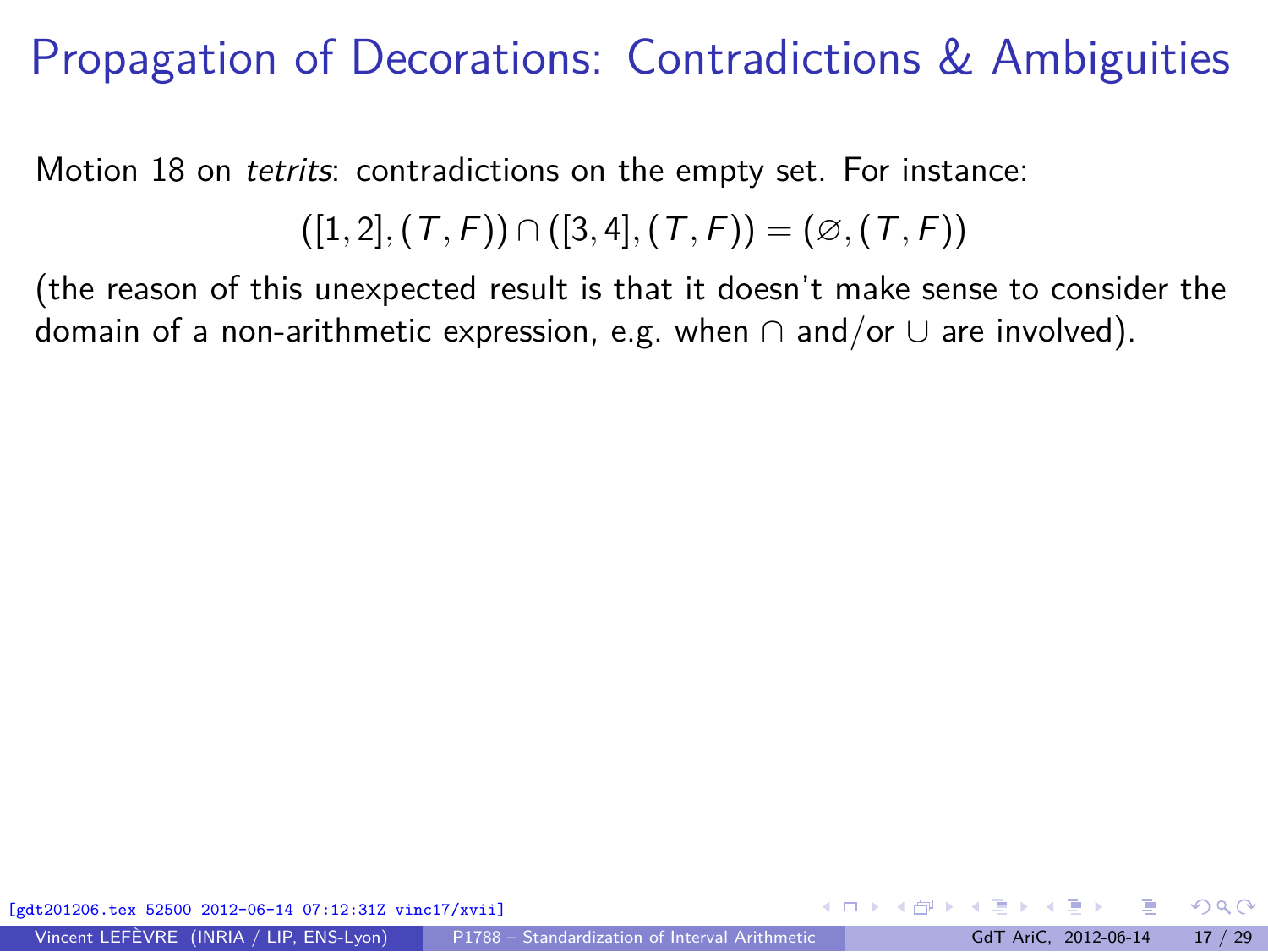# Propagation of Decorations: Contradictions & Ambiguities

Motion 18 on *tetrits*: contradictions on the empty set. For instance:

$$([1,2],(T,F)) \cap ([3,4],(T,F)) = (\varnothing,(T,F))$$

(the reason of this unexpected result is that it doesn't make sense to consider the domain of a non-arithmetic expression, e.g. when $\cap$ and/or $\cup$ are involved).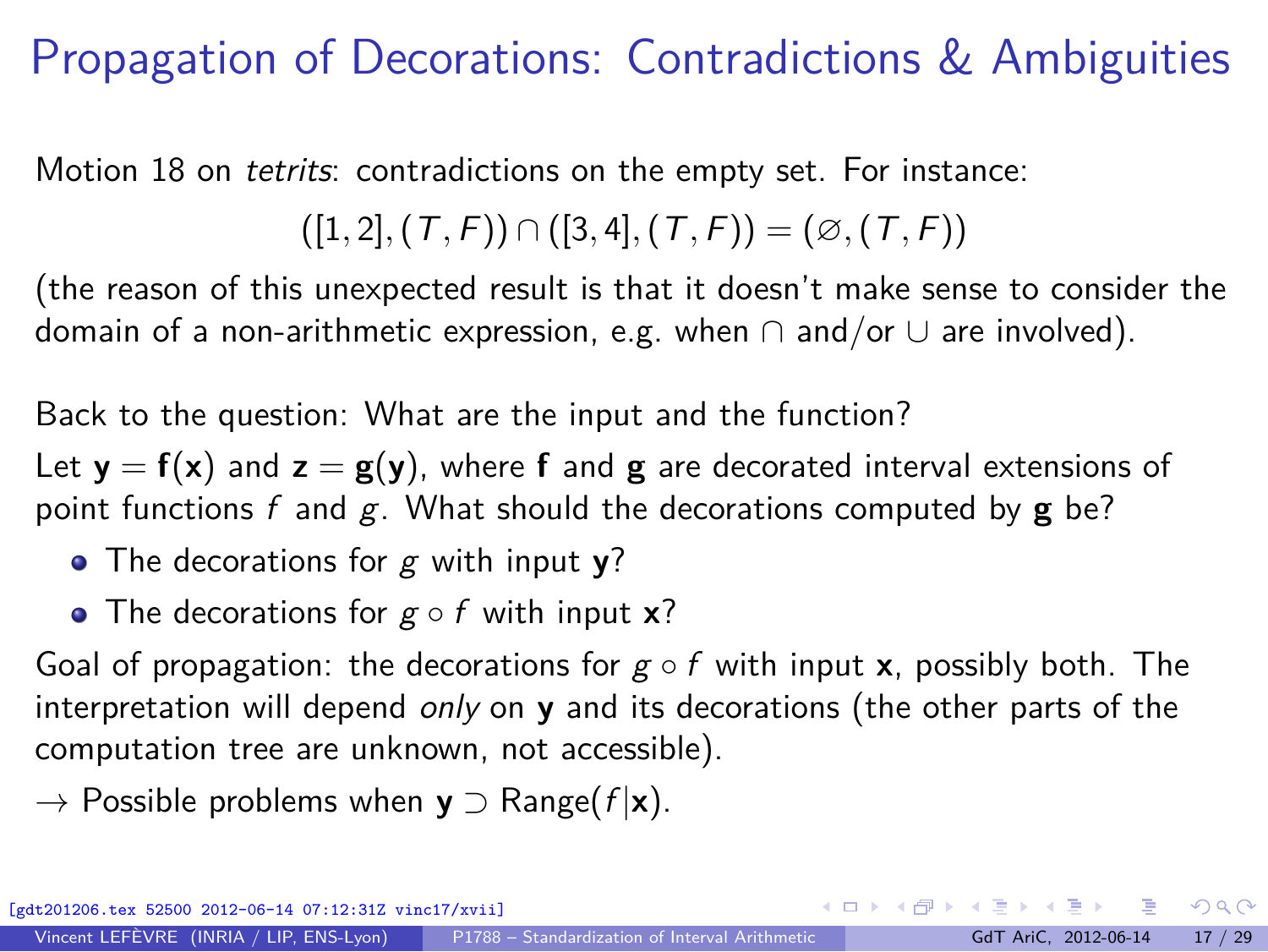# Propagation of Decorations: Contradictions & Ambiguities

Motion 18 on *tetrits*: contradictions on the empty set. For instance:

$$([1,2],(T,F)) \cap ([3,4],(T,F)) = (\varnothing,(T,F))$$

(the reason of this unexpected result is that it doesn't make sense to consider the domain of a non-arithmetic expression, e.g. when $\cap$ and/or $\cup$ are involved).

Back to the question: What are the input and the function?

Let $\mathbf{y} = \mathbf{f}(\mathbf{x})$ and $\mathbf{z} = \mathbf{g}(\mathbf{y})$, where $\mathbf{f}$ and $\mathbf{g}$ are decorated interval extensions of point functions $f$ and $g$. What should the decorations computed by $\mathbf{g}$ be?

- The decorations for $g$ with input $\mathbf{y}$?
- The decorations for $g \circ f$ with input $\mathbf{x}$?

Goal of propagation: the decorations for $g \circ f$ with input $\mathbf{x}$, possibly both. The interpretation will depend *only* on $\mathbf{y}$ and its decorations (the other parts of the computation tree are unknown, not accessible).

$\rightarrow$ Possible problems when $\mathbf{y} \supset \operatorname{Range}(f|\mathbf{x})$.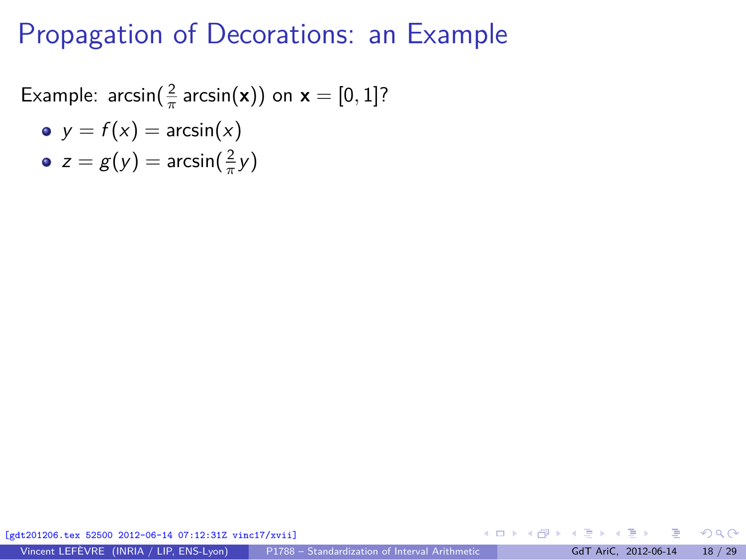# Propagation of Decorations: an Example

Example: $\arcsin(\frac{2}{\pi}\arcsin(\mathbf{x}))$ on $\mathbf{x} = [0, 1]$?

- $y = f(x) = \arcsin(x)$
- $z = g(y) = \arcsin(\frac{2}{\pi}y)$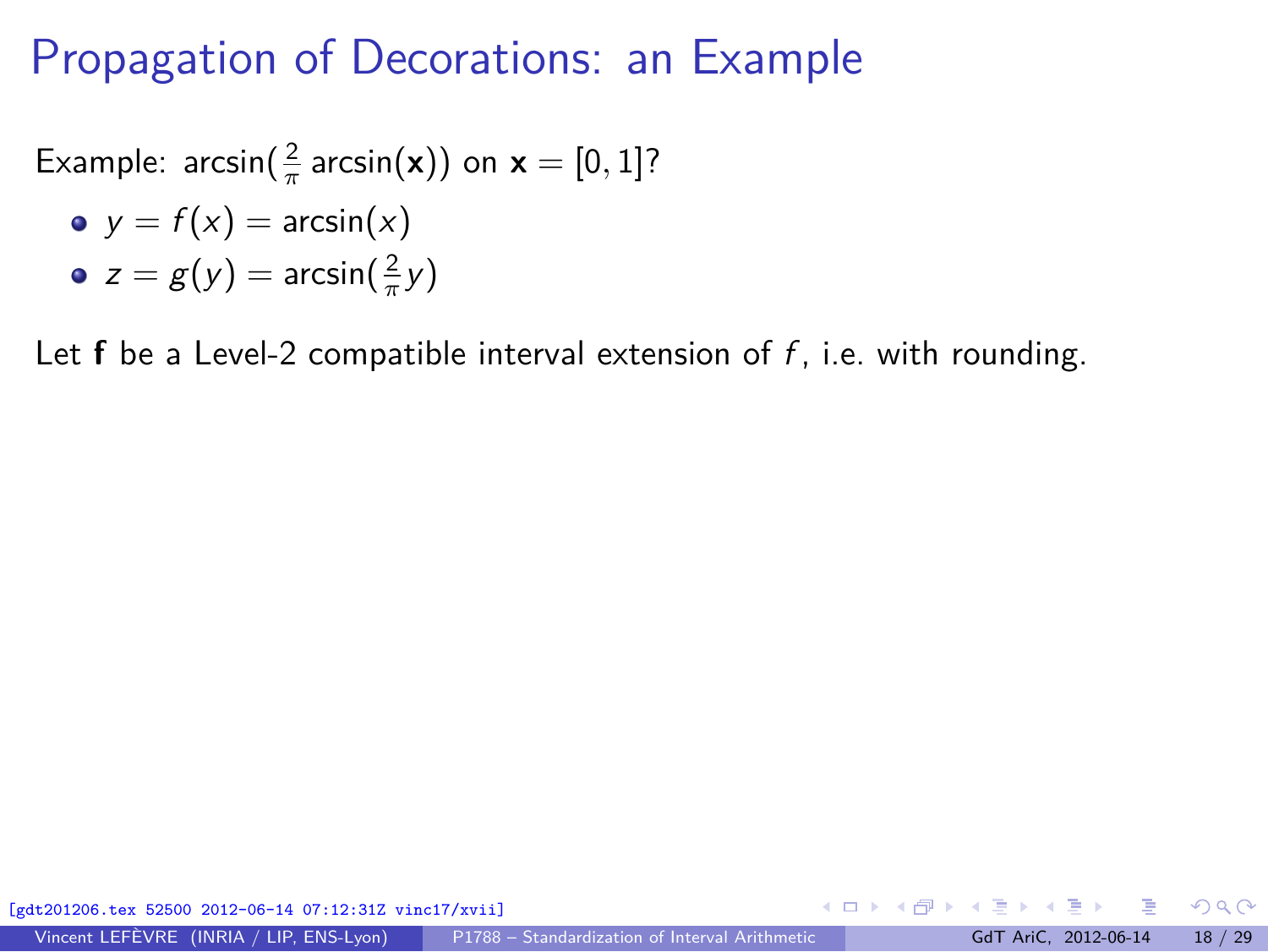# Propagation of Decorations: an Example

Example: $\arcsin(\frac{2}{\pi}\arcsin(\mathbf{x}))$ on $\mathbf{x} = [0, 1]$?

- $y = f(x) = \arcsin(x)$
- $z = g(y) = \arcsin(\frac{2}{\pi}y)$

Let $\mathbf{f}$ be a Level-2 compatible interval extension of $f$, i.e. with rounding.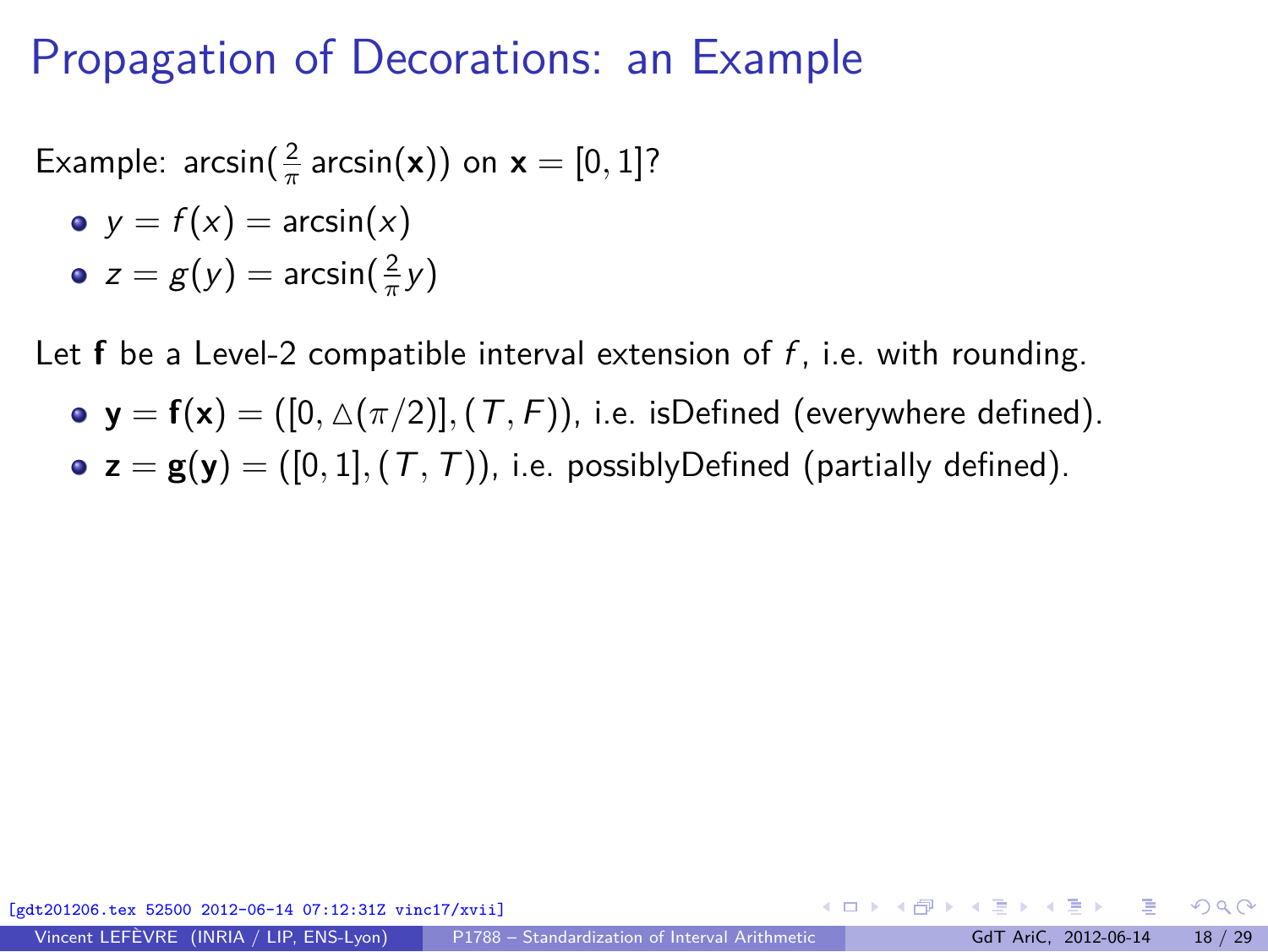# Propagation of Decorations: an Example

Example: $\arcsin(\frac{2}{\pi}\arcsin(\mathbf{x}))$ on $\mathbf{x} = [0, 1]$?

- $y = f(x) = \arcsin(x)$
- $z = g(y) = \arcsin(\frac{2}{\pi}y)$

Let $\mathbf{f}$ be a Level-2 compatible interval extension of $f$, i.e. with rounding.

- $\mathbf{y} = \mathbf{f}(\mathbf{x}) = ([0, \triangle(\pi/2)], (T, F))$, i.e. isDefined (everywhere defined).
- $\mathbf{z} = \mathbf{g}(\mathbf{y}) = ([0, 1], (T, T))$, i.e. possiblyDefined (partially defined).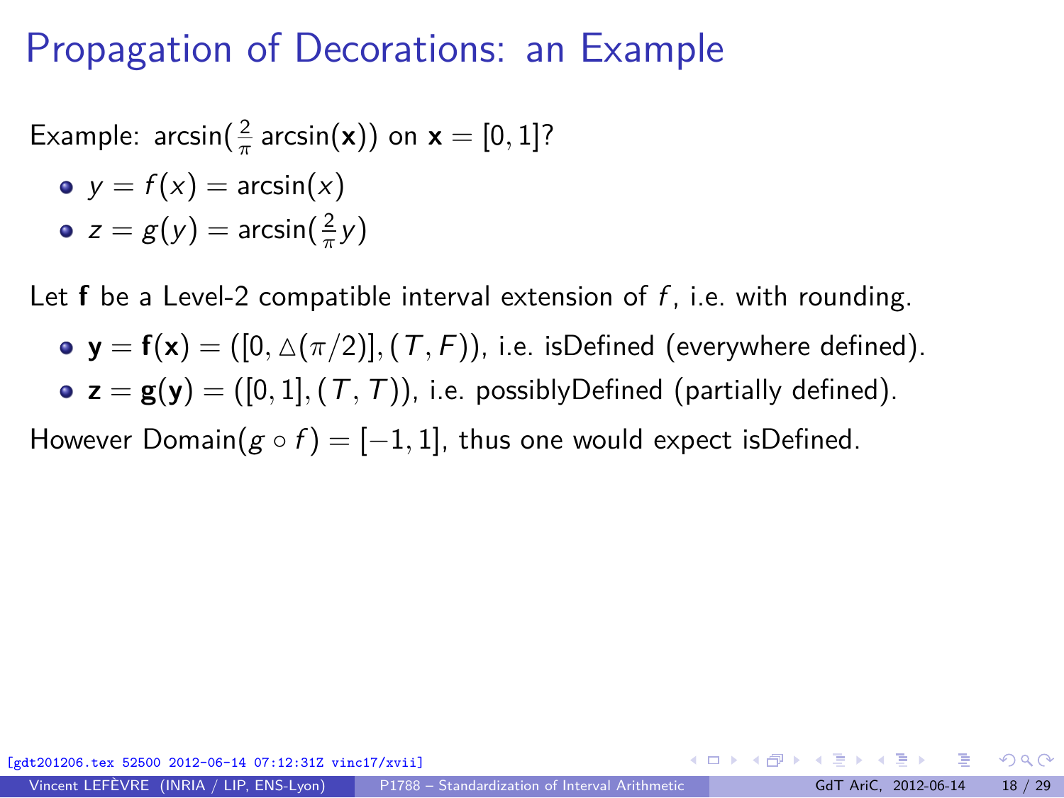# Propagation of Decorations: an Example

Example: $\arcsin(\frac{2}{\pi}\arcsin(\mathbf{x}))$ on $\mathbf{x} = [0, 1]$?

- $y = f(x) = \arcsin(x)$
- $z = g(y) = \arcsin(\frac{2}{\pi}y)$

Let $\mathbf{f}$ be a Level-2 compatible interval extension of $f$, i.e. with rounding.

- $\mathbf{y} = \mathbf{f}(\mathbf{x}) = ([0, \triangle(\pi/2)], (T, F))$, i.e. isDefined (everywhere defined).
- $\mathbf{z} = \mathbf{g}(\mathbf{y}) = ([0, 1], (T, T))$, i.e. possiblyDefined (partially defined).

However $\text{Domain}(g \circ f) = [-1, 1]$, thus one would expect isDefined.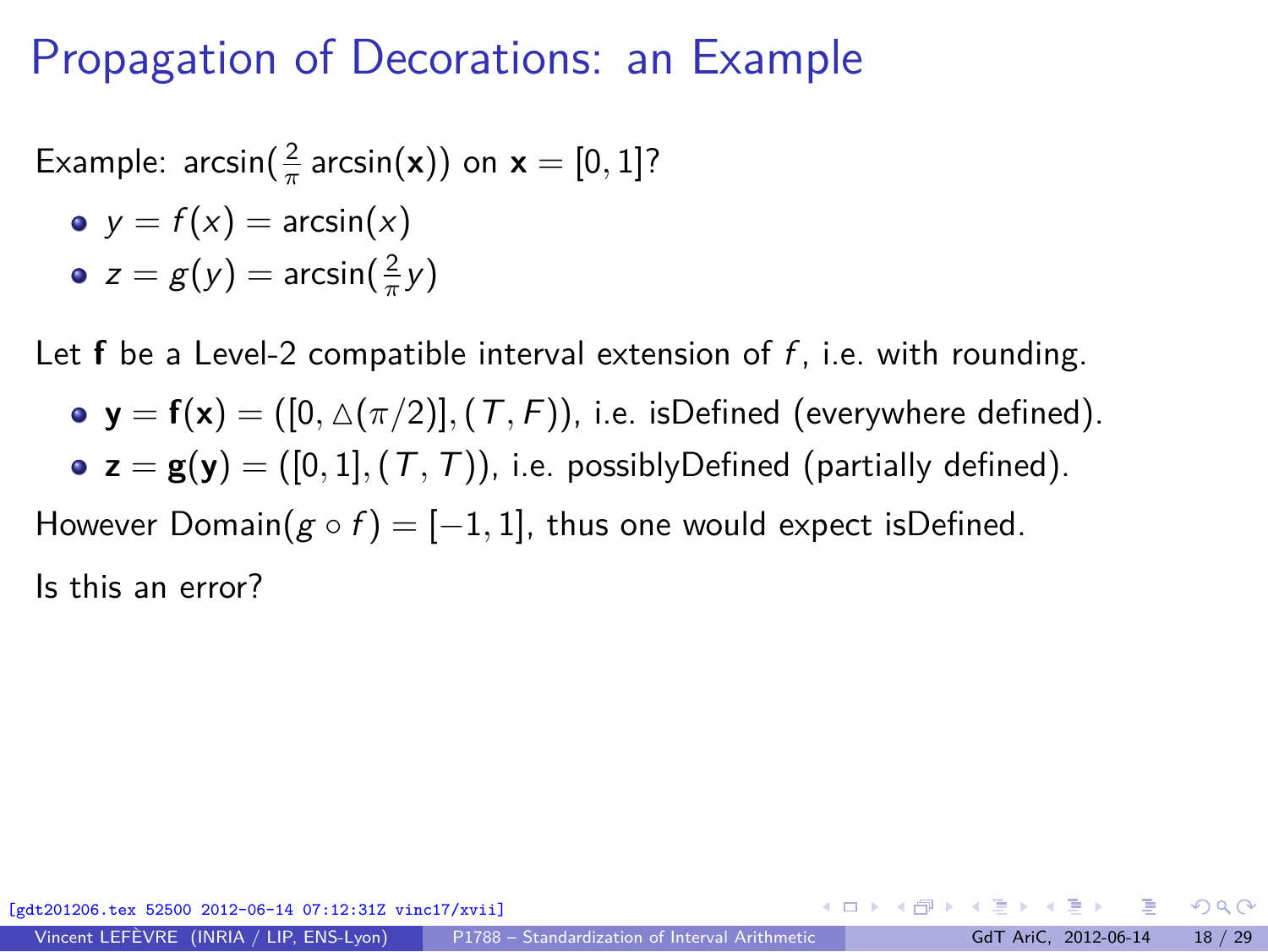# Propagation of Decorations: an Example

Example: $\arcsin(\frac{2}{\pi}\arcsin(\mathbf{x}))$ on $\mathbf{x} = [0, 1]$?

- $y = f(x) = \arcsin(x)$
- $z = g(y) = \arcsin(\frac{2}{\pi}y)$

Let $\mathbf{f}$ be a Level-2 compatible interval extension of $f$, i.e. with rounding.

- $\mathbf{y} = \mathbf{f}(\mathbf{x}) = ([0, \triangle(\pi/2)], (T, F))$, i.e. isDefined (everywhere defined).
- $\mathbf{z} = \mathbf{g}(\mathbf{y}) = ([0, 1], (T, T))$, i.e. possiblyDefined (partially defined).

However $\text{Domain}(g \circ f) = [-1, 1]$, thus one would expect isDefined.

Is this an error?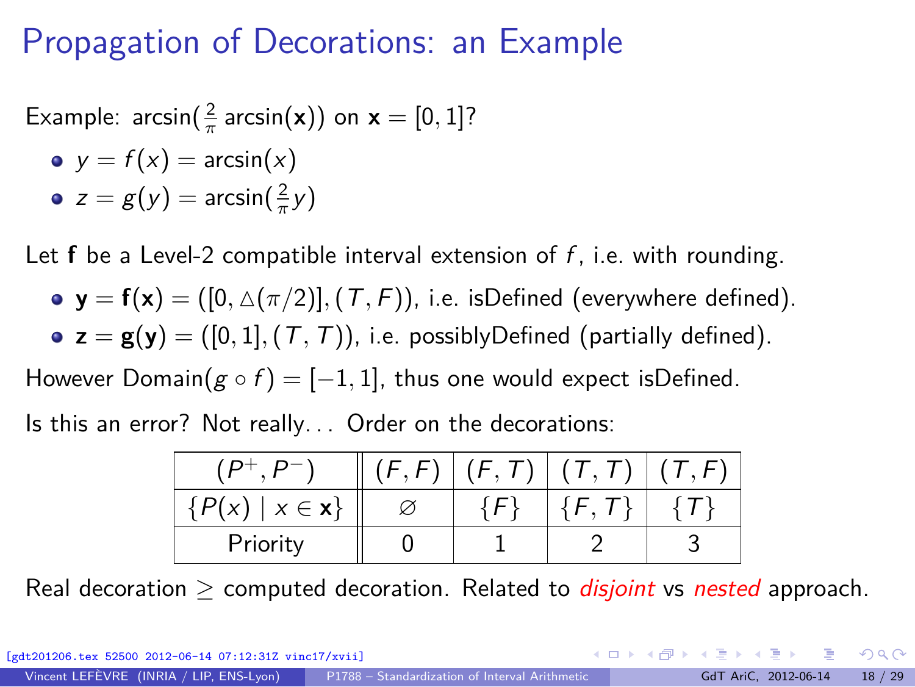# Propagation of Decorations: an Example

Example: $\arcsin(\frac{2}{\pi}\arcsin(\mathbf{x}))$ on $\mathbf{x} = [0,1]$?

- $y = f(x) = \arcsin(x)$
- $z = g(y) = \arcsin(\frac{2}{\pi}y)$

Let $\mathbf{f}$ be a Level-2 compatible interval extension of $f$, i.e. with rounding.

- $\mathbf{y} = \mathbf{f}(\mathbf{x}) = ([0, \triangle(\pi/2)], (T, F))$, i.e. isDefined (everywhere defined).
- $\mathbf{z} = \mathbf{g}(\mathbf{y}) = ([0,1], (T, T))$, i.e. possiblyDefined (partially defined).

However $\text{Domain}(g \circ f) = [-1, 1]$, thus one would expect isDefined.

Is this an error? Not really... Order on the decorations:

| $(P^+, P^-)$ | $(F, F)$ | $(F, T)$ | $(T, T)$ | $(T, F)$ |
|---|---|---|---|---|
| $\{P(x) \mid x \in \mathbf{x}\}$ | $\varnothing$ | $\{F\}$ | $\{F, T\}$ | $\{T\}$ |
| Priority | 0 | 1 | 2 | 3 |

Real decoration $\geq$ computed decoration. Related to *disjoint* vs *nested* approach.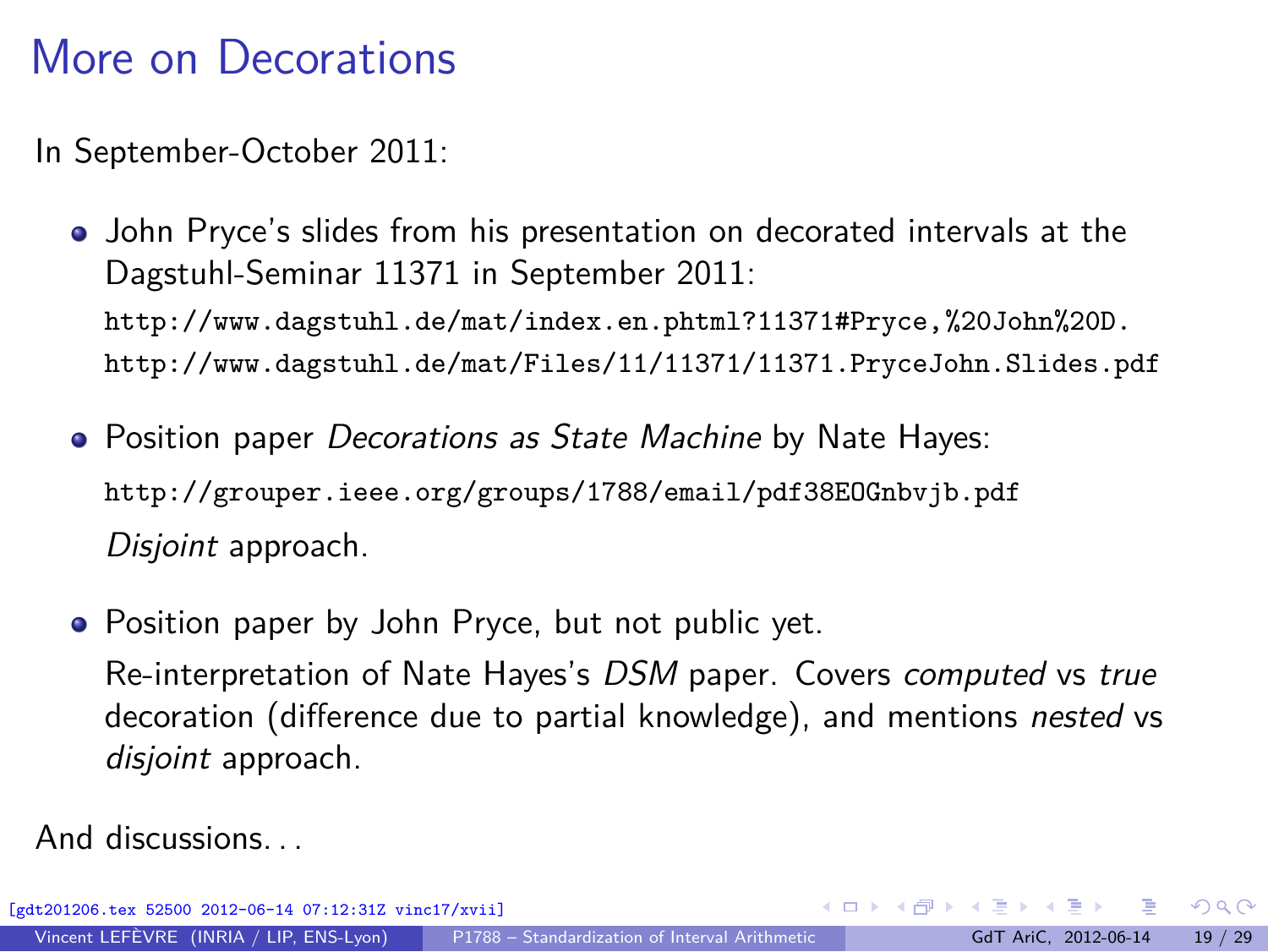# More on Decorations

In September-October 2011:

- John Pryce's slides from his presentation on decorated intervals at the Dagstuhl-Seminar 11371 in September 2011:
  `http://www.dagstuhl.de/mat/index.en.phtml?11371#Pryce,%20John%20D.`
  `http://www.dagstuhl.de/mat/Files/11/11371/11371.PryceJohn.Slides.pdf`

- Position paper *Decorations as State Machine* by Nate Hayes:
  `http://grouper.ieee.org/groups/1788/email/pdf38EOGnbvjb.pdf`
  *Disjoint* approach.

- Position paper by John Pryce, but not public yet.
  Re-interpretation of Nate Hayes's *DSM* paper. Covers *computed* vs *true* decoration (difference due to partial knowledge), and mentions *nested* vs *disjoint* approach.

And discussions...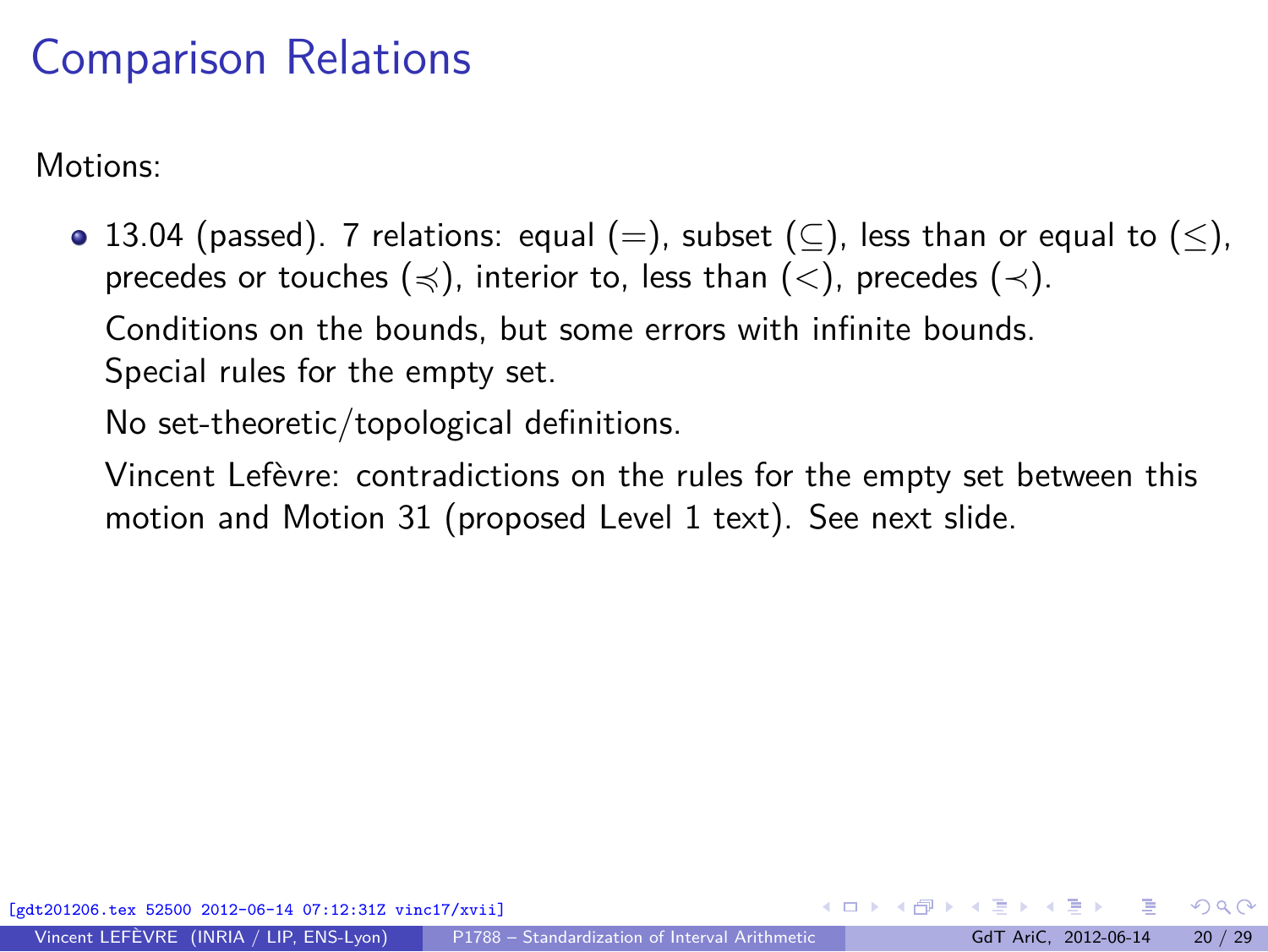# Comparison Relations

Motions:

- 13.04 (passed). 7 relations: equal ($=$), subset ($\subseteq$), less than or equal to ($\leq$), precedes or touches ($\preccurlyeq$), interior to, less than ($<$), precedes ($\prec$).

  Conditions on the bounds, but some errors with infinite bounds.
  Special rules for the empty set.

  No set-theoretic/topological definitions.

  Vincent Lefèvre: contradictions on the rules for the empty set between this motion and Motion 31 (proposed Level 1 text). See next slide.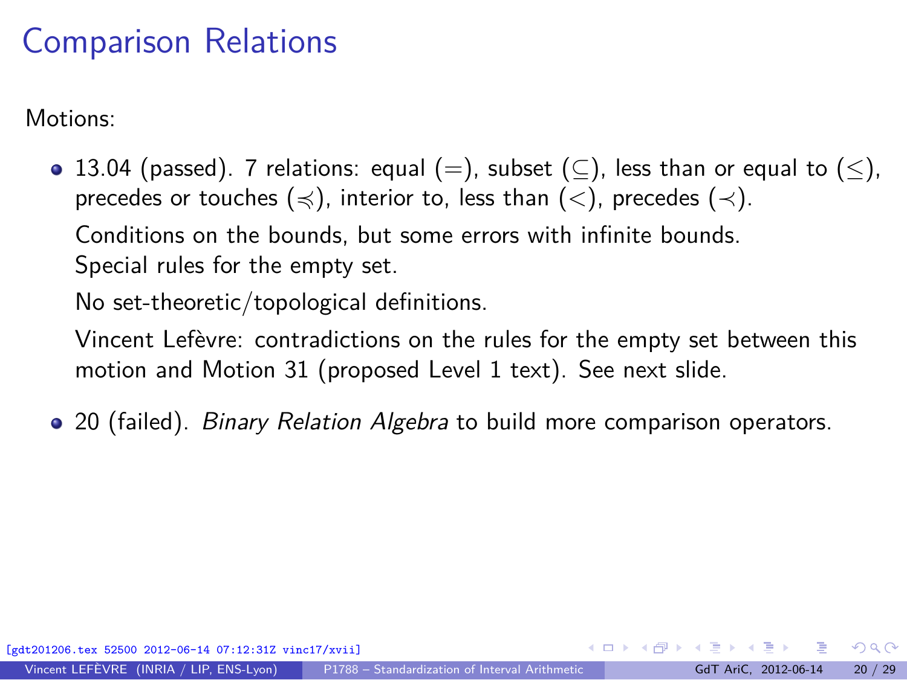# Comparison Relations

Motions:

- 13.04 (passed). 7 relations: equal ($=$), subset ($\subseteq$), less than or equal to ($\leq$), precedes or touches ($\preccurlyeq$), interior to, less than ($<$), precedes ($\prec$).

  Conditions on the bounds, but some errors with infinite bounds.
  Special rules for the empty set.

  No set-theoretic/topological definitions.

  Vincent Lefèvre: contradictions on the rules for the empty set between this motion and Motion 31 (proposed Level 1 text). See next slide.

- 20 (failed). *Binary Relation Algebra* to build more comparison operators.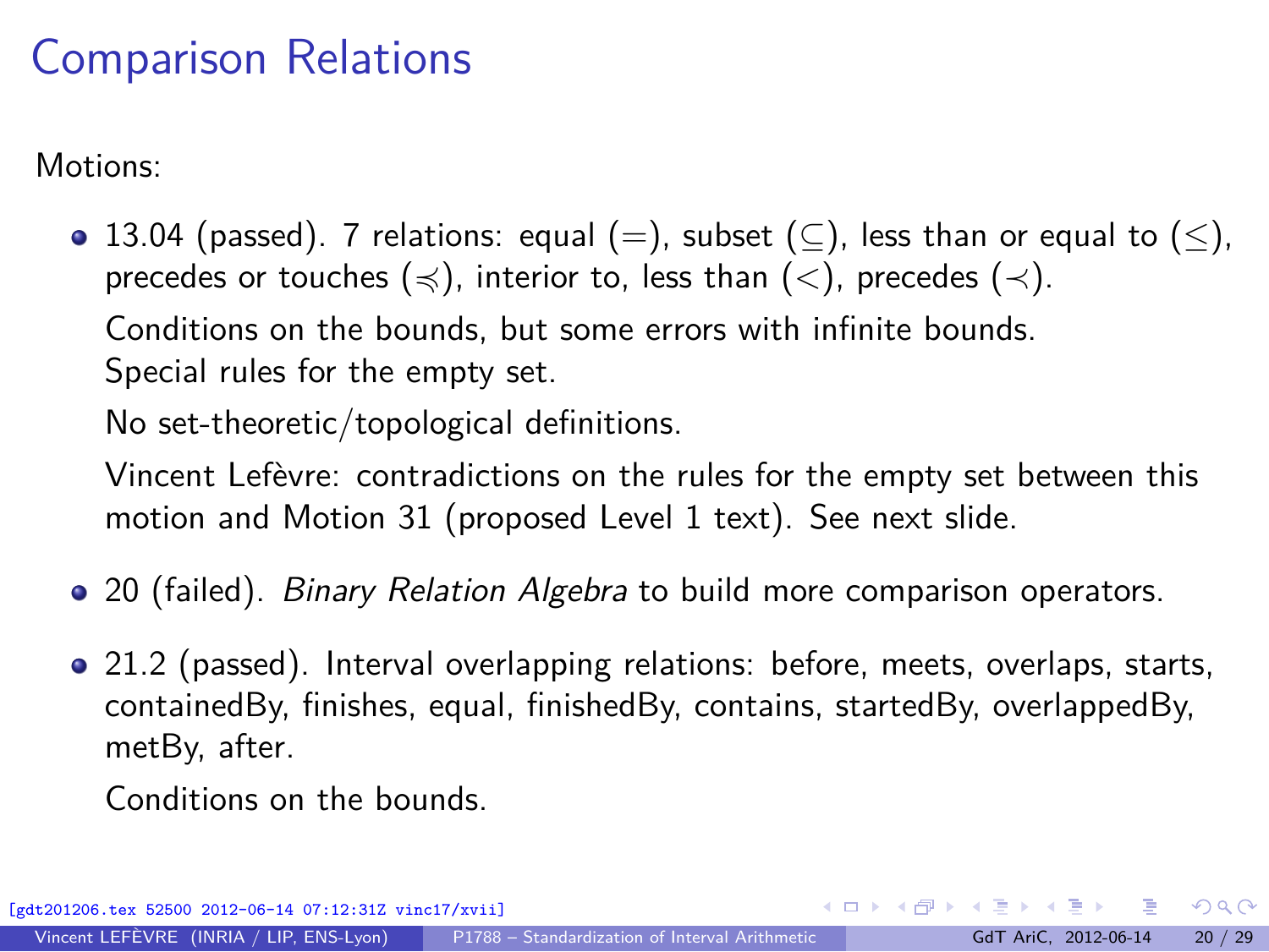# Comparison Relations

Motions:

- 13.04 (passed). 7 relations: equal ($=$), subset ($\subseteq$), less than or equal to ($\leq$), precedes or touches ($\preccurlyeq$), interior to, less than ($<$), precedes ($\prec$).

  Conditions on the bounds, but some errors with infinite bounds.
  Special rules for the empty set.

  No set-theoretic/topological definitions.

  Vincent Lefèvre: contradictions on the rules for the empty set between this motion and Motion 31 (proposed Level 1 text). See next slide.

- 20 (failed). *Binary Relation Algebra* to build more comparison operators.

- 21.2 (passed). Interval overlapping relations: before, meets, overlaps, starts, containedBy, finishes, equal, finishedBy, contains, startedBy, overlappedBy, metBy, after.

  Conditions on the bounds.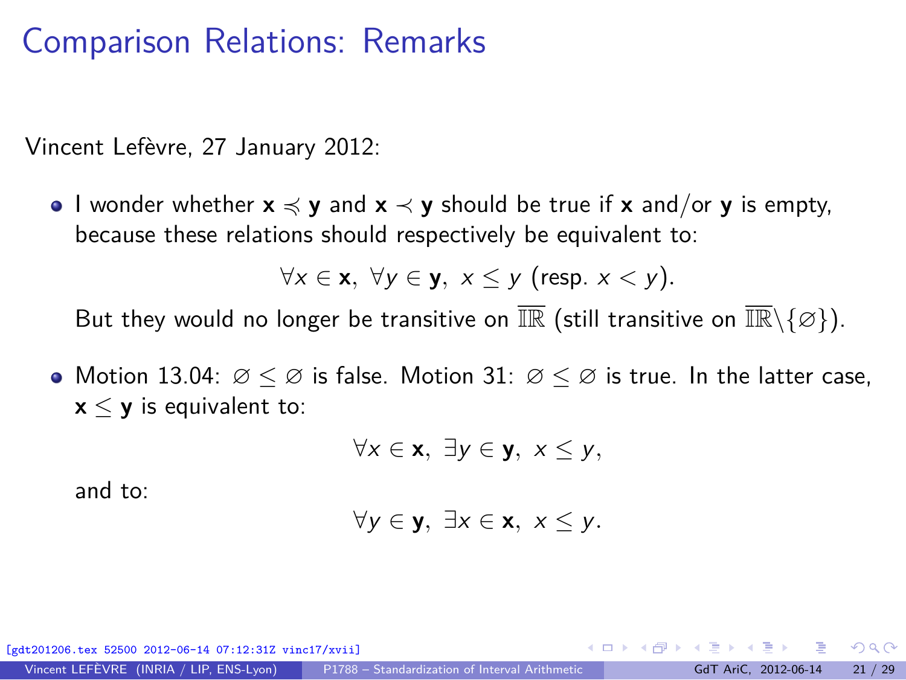# Comparison Relations: Remarks

Vincent Lefèvre, 27 January 2012:

- I wonder whether $\mathbf{x} \preccurlyeq \mathbf{y}$ and $\mathbf{x} \prec \mathbf{y}$ should be true if $\mathbf{x}$ and/or $\mathbf{y}$ is empty, because these relations should respectively be equivalent to:

$$\forall x \in \mathbf{x},\ \forall y \in \mathbf{y},\ x \leq y \text{ (resp. } x < y\text{)}.$$

  But they would no longer be transitive on $\overline{\mathbb{IR}}$ (still transitive on $\overline{\mathbb{IR}} \backslash \{\varnothing\}$).

- Motion 13.04: $\varnothing \leq \varnothing$ is false. Motion 31: $\varnothing \leq \varnothing$ is true. In the latter case, $\mathbf{x} \leq \mathbf{y}$ is equivalent to:

$$\forall x \in \mathbf{x},\ \exists y \in \mathbf{y},\ x \leq y,$$

  and to:

$$\forall y \in \mathbf{y},\ \exists x \in \mathbf{x},\ x \leq y.$$

[gdt201206.tex 52500 2012-06-14 07:12:31Z vinc17/xvii]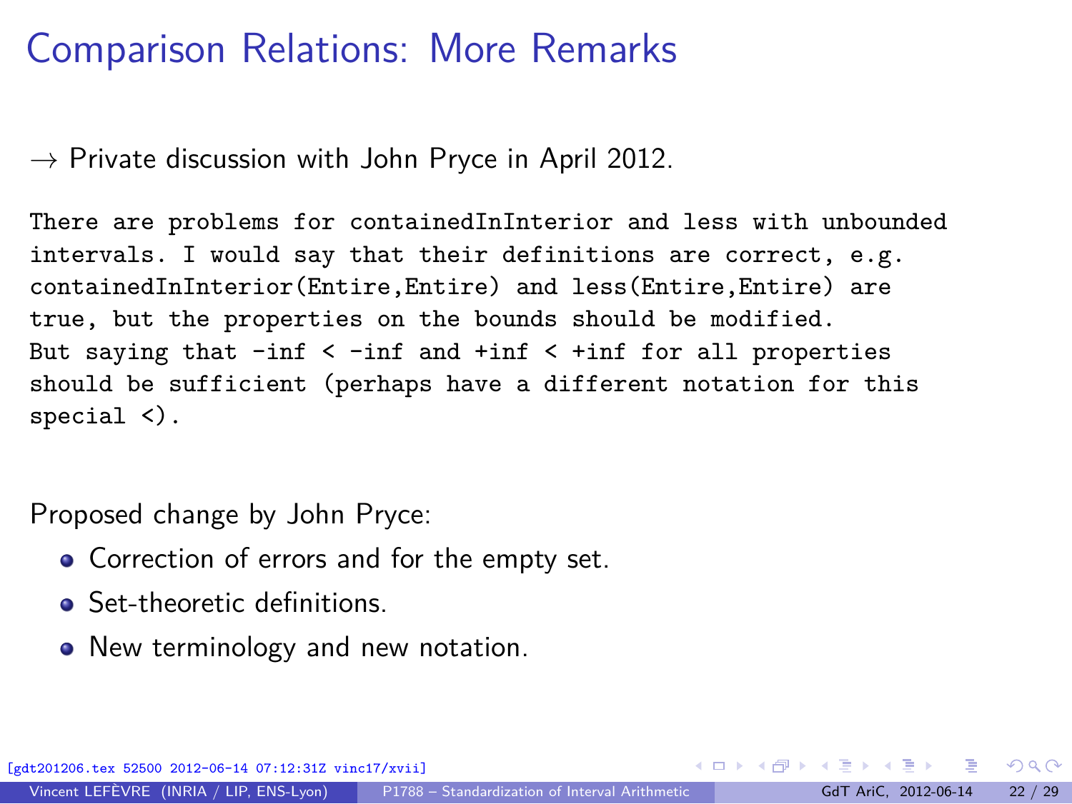# Comparison Relations: More Remarks

→ Private discussion with John Pryce in April 2012.

```
There are problems for containedInInterior and less with unbounded
intervals. I would say that their definitions are correct, e.g.
containedInInterior(Entire,Entire) and less(Entire,Entire) are
true, but the properties on the bounds should be modified.
But saying that -inf < -inf and +inf < +inf for all properties
should be sufficient (perhaps have a different notation for this
special <).
```

Proposed change by John Pryce:

- Correction of errors and for the empty set.
- Set-theoretic definitions.
- New terminology and new notation.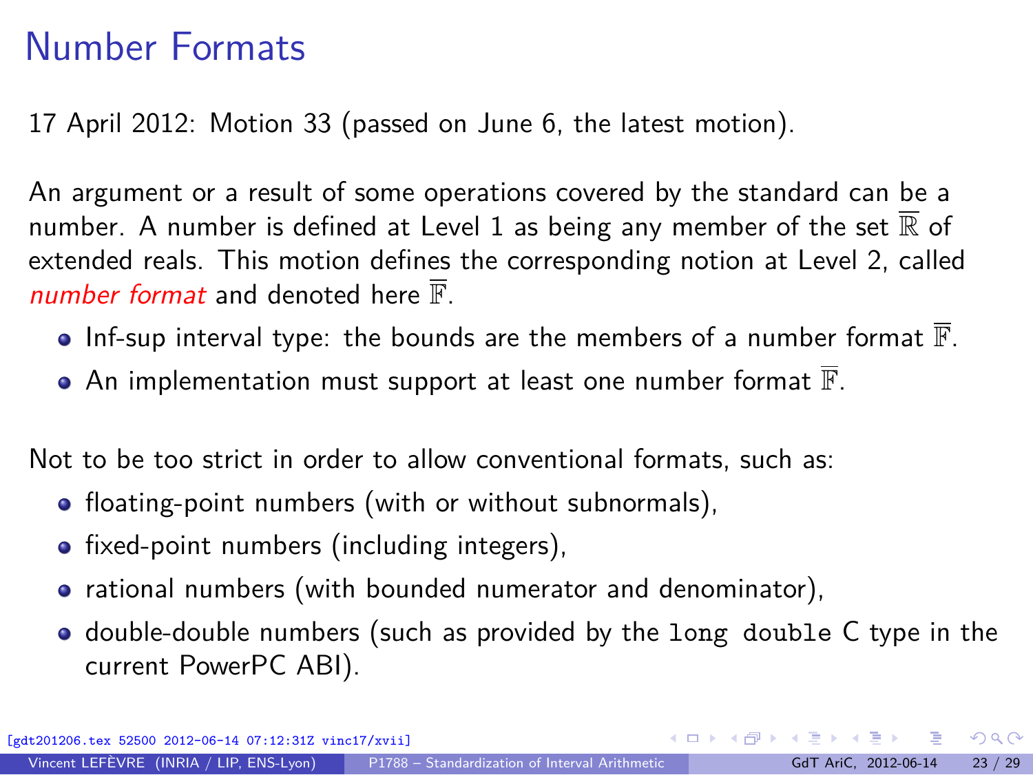# Number Formats

17 April 2012: Motion 33 (passed on June 6, the latest motion).

An argument or a result of some operations covered by the standard can be a number. A number is defined at Level 1 as being any member of the set $\overline{\mathbb{R}}$ of extended reals. This motion defines the corresponding notion at Level 2, called *number format* and denoted here $\overline{\mathbb{F}}$.

- Inf-sup interval type: the bounds are the members of a number format $\overline{\mathbb{F}}$.
- An implementation must support at least one number format $\overline{\mathbb{F}}$.

Not to be too strict in order to allow conventional formats, such as:

- floating-point numbers (with or without subnormals),
- fixed-point numbers (including integers),
- rational numbers (with bounded numerator and denominator),
- double-double numbers (such as provided by the `long double` C type in the current PowerPC ABI).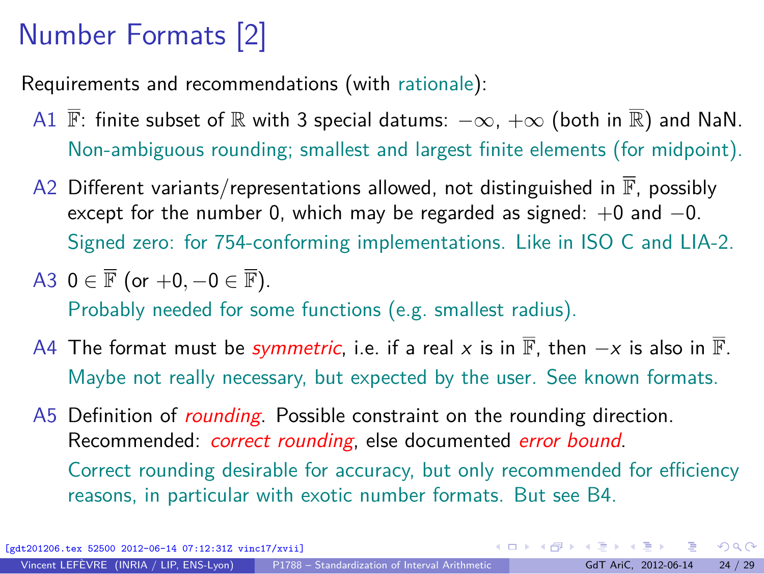# Number Formats [2]

Requirements and recommendations (with rationale):

- A1 $\overline{\mathbb{F}}$: finite subset of $\mathbb{R}$ with 3 special datums: $-\infty$, $+\infty$ (both in $\overline{\mathbb{R}}$) and NaN.
  Non-ambiguous rounding; smallest and largest finite elements (for midpoint).
- A2 Different variants/representations allowed, not distinguished in $\overline{\mathbb{F}}$, possibly except for the number 0, which may be regarded as signed: $+0$ and $-0$.
  Signed zero: for 754-conforming implementations. Like in ISO C and LIA-2.
- A3 $0 \in \overline{\mathbb{F}}$ (or $+0, -0 \in \overline{\mathbb{F}}$).
  Probably needed for some functions (e.g. smallest radius).
- A4 The format must be *symmetric*, i.e. if a real $x$ is in $\overline{\mathbb{F}}$, then $-x$ is also in $\overline{\mathbb{F}}$.
  Maybe not really necessary, but expected by the user. See known formats.
- A5 Definition of *rounding*. Possible constraint on the rounding direction. Recommended: *correct rounding*, else documented *error bound*.
  Correct rounding desirable for accuracy, but only recommended for efficiency reasons, in particular with exotic number formats. But see B4.

[gdt201206.tex 52500 2012-06-14 07:12:31Z vinc17/xvii]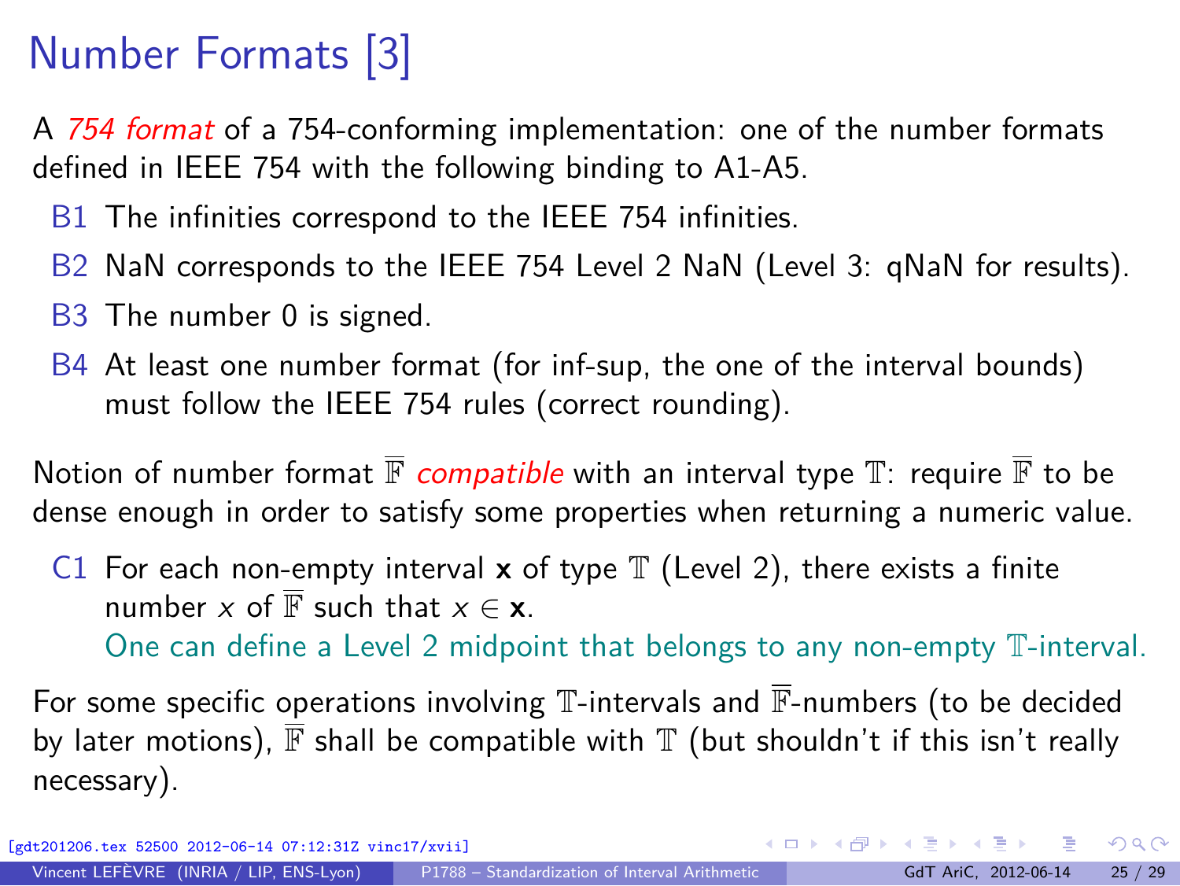# Number Formats [3]

A *754 format* of a 754-conforming implementation: one of the number formats defined in IEEE 754 with the following binding to A1-A5.

- B1 The infinities correspond to the IEEE 754 infinities.
- B2 NaN corresponds to the IEEE 754 Level 2 NaN (Level 3: qNaN for results).
- B3 The number 0 is signed.
- B4 At least one number format (for inf-sup, the one of the interval bounds) must follow the IEEE 754 rules (correct rounding).

Notion of number format $\overline{\mathbb{F}}$ *compatible* with an interval type $\mathbb{T}$: require $\overline{\mathbb{F}}$ to be dense enough in order to satisfy some properties when returning a numeric value.

- C1 For each non-empty interval $\mathbf{x}$ of type $\mathbb{T}$ (Level 2), there exists a finite number $x$ of $\overline{\mathbb{F}}$ such that $x \in \mathbf{x}$.
  One can define a Level 2 midpoint that belongs to any non-empty $\mathbb{T}$-interval.

For some specific operations involving $\mathbb{T}$-intervals and $\overline{\mathbb{F}}$-numbers (to be decided by later motions), $\overline{\mathbb{F}}$ shall be compatible with $\mathbb{T}$ (but shouldn't if this isn't really necessary).

[gdt201206.tex 52500 2012-06-14 07:12:31Z vinc17/xvii]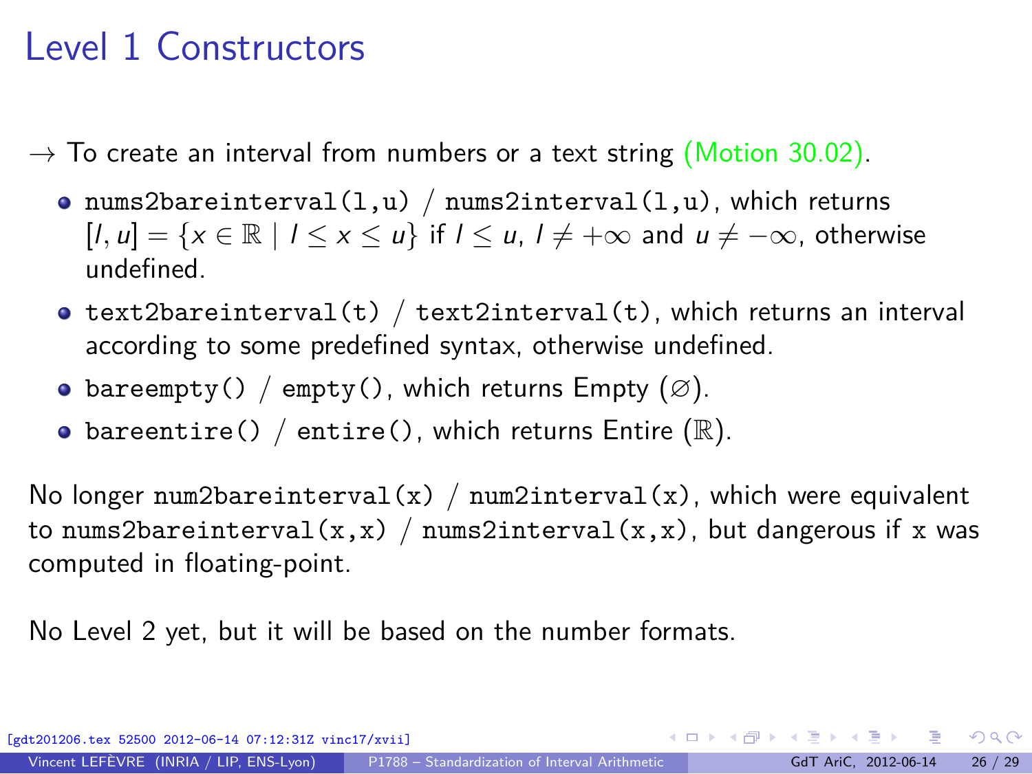# Level 1 Constructors

→ To create an interval from numbers or a text string (Motion 30.02).

- `nums2bareinterval(l,u)` / `nums2interval(l,u)`, which returns $[l, u] = \{x \in \mathbb{R} \mid l \leq x \leq u\}$ if $l \leq u$, $l \neq +\infty$ and $u \neq -\infty$, otherwise undefined.
- `text2bareinterval(t)` / `text2interval(t)`, which returns an interval according to some predefined syntax, otherwise undefined.
- `bareempty()` / `empty()`, which returns Empty ($\varnothing$).
- `bareentire()` / `entire()`, which returns Entire ($\mathbb{R}$).

No longer `num2bareinterval(x)` / `num2interval(x)`, which were equivalent to `nums2bareinterval(x,x)` / `nums2interval(x,x)`, but dangerous if `x` was computed in floating-point.

No Level 2 yet, but it will be based on the number formats.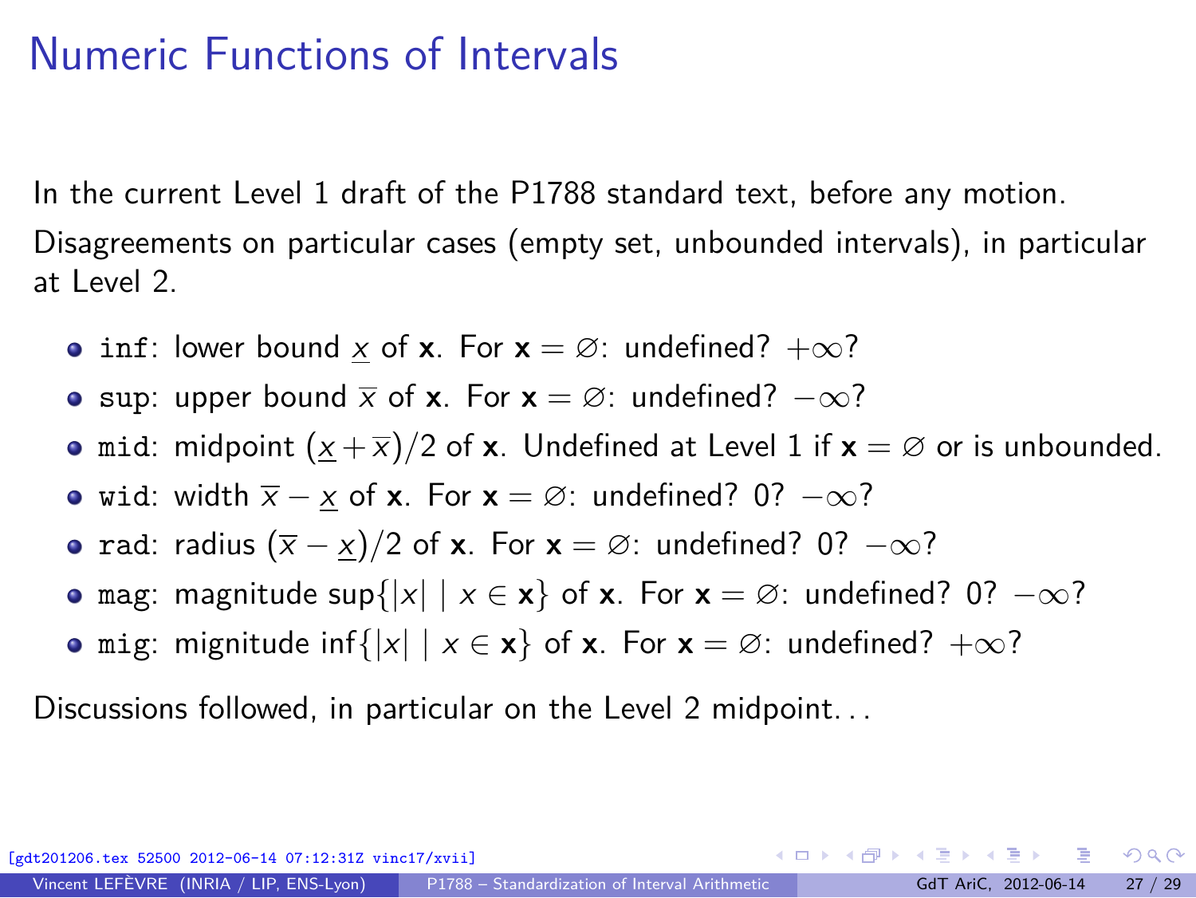# Numeric Functions of Intervals

In the current Level 1 draft of the P1788 standard text, before any motion.

Disagreements on particular cases (empty set, unbounded intervals), in particular at Level 2.

- `inf`: lower bound $\underline{x}$ of $\mathbf{x}$. For $\mathbf{x} = \varnothing$: undefined? $+\infty$?
- `sup`: upper bound $\overline{x}$ of $\mathbf{x}$. For $\mathbf{x} = \varnothing$: undefined? $-\infty$?
- `mid`: midpoint $(\underline{x} + \overline{x})/2$ of $\mathbf{x}$. Undefined at Level 1 if $\mathbf{x} = \varnothing$ or is unbounded.
- `wid`: width $\overline{x} - \underline{x}$ of $\mathbf{x}$. For $\mathbf{x} = \varnothing$: undefined? 0? $-\infty$?
- `rad`: radius $(\overline{x} - \underline{x})/2$ of $\mathbf{x}$. For $\mathbf{x} = \varnothing$: undefined? 0? $-\infty$?
- `mag`: magnitude $\sup\{|x| \mid x \in \mathbf{x}\}$ of $\mathbf{x}$. For $\mathbf{x} = \varnothing$: undefined? 0? $-\infty$?
- `mig`: mignitude $\inf\{|x| \mid x \in \mathbf{x}\}$ of $\mathbf{x}$. For $\mathbf{x} = \varnothing$: undefined? $+\infty$?

Discussions followed, in particular on the Level 2 midpoint...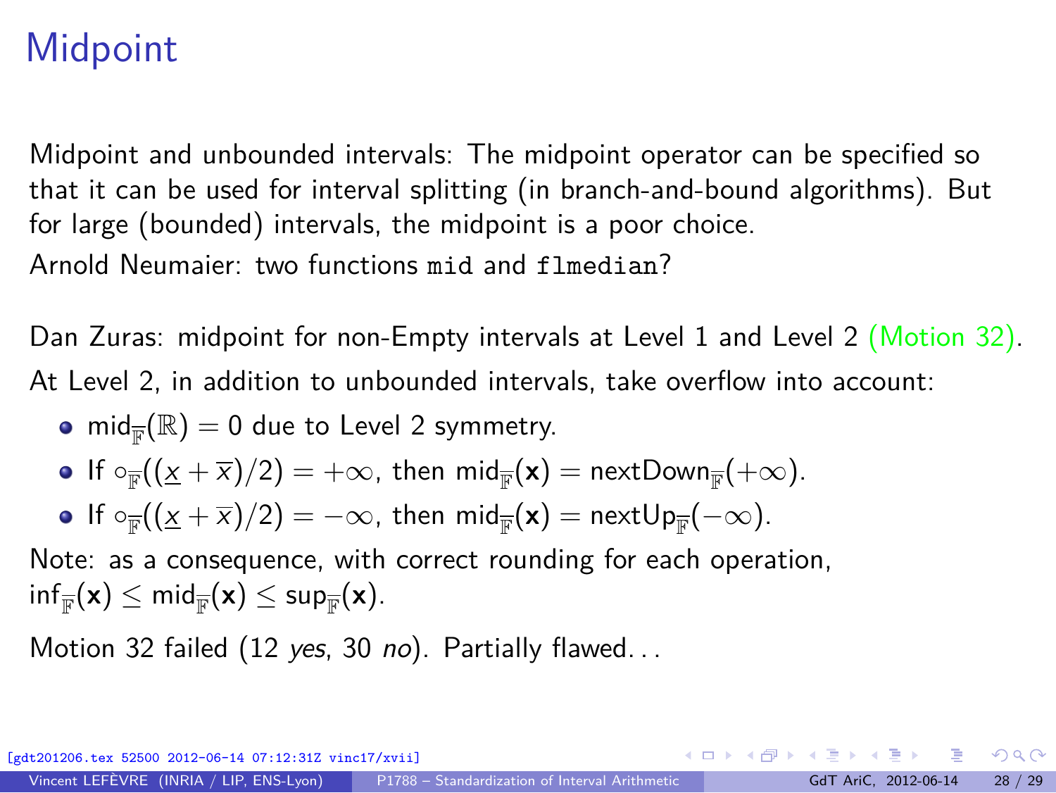# Midpoint

Midpoint and unbounded intervals: The midpoint operator can be specified so that it can be used for interval splitting (in branch-and-bound algorithms). But for large (bounded) intervals, the midpoint is a poor choice.

Arnold Neumaier: two functions `mid` and `flmedian`?

Dan Zuras: midpoint for non-Empty intervals at Level 1 and Level 2 (Motion 32).

At Level 2, in addition to unbounded intervals, take overflow into account:

- $\text{mid}_{\overline{\mathbb{F}}}(\mathbb{R}) = 0$ due to Level 2 symmetry.
- If $\circ_{\overline{\mathbb{F}}}((\underline{x} + \overline{x})/2) = +\infty$, then $\text{mid}_{\overline{\mathbb{F}}}(\mathbf{x}) = \text{nextDown}_{\overline{\mathbb{F}}}(+\infty)$.
- If $\circ_{\overline{\mathbb{F}}}((\underline{x} + \overline{x})/2) = -\infty$, then $\text{mid}_{\overline{\mathbb{F}}}(\mathbf{x}) = \text{nextUp}_{\overline{\mathbb{F}}}(-\infty)$.

Note: as a consequence, with correct rounding for each operation, $\inf_{\overline{\mathbb{F}}}(\mathbf{x}) \le \text{mid}_{\overline{\mathbb{F}}}(\mathbf{x}) \le \sup_{\overline{\mathbb{F}}}(\mathbf{x})$.

Motion 32 failed (12 *yes*, 30 *no*). Partially flawed...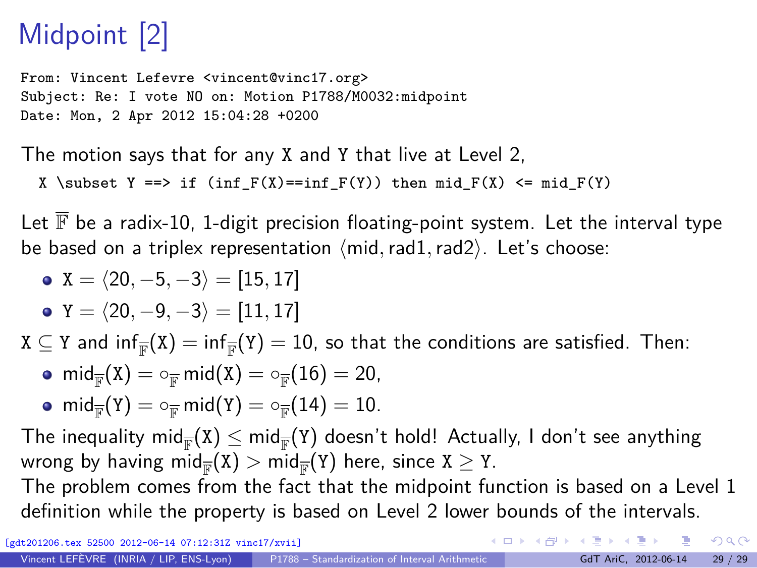# Midpoint [2]

```
From: Vincent Lefevre <vincent@vinc17.org>
Subject: Re: I vote NO on: Motion P1788/M0032:midpoint
Date: Mon, 2 Apr 2012 15:04:28 +0200
```

The motion says that for any X and Y that live at Level 2,

```
X \subset Y ==> if (inf_F(X)==inf_F(Y)) then mid_F(X) <= mid_F(Y)
```

Let $\overline{\mathbb{F}}$ be a radix-10, 1-digit precision floating-point system. Let the interval type be based on a triplex representation $\langle \text{mid}, \text{rad1}, \text{rad2} \rangle$. Let's choose:

- $\mathtt{X} = \langle 20, -5, -3 \rangle = [15, 17]$
- $\mathtt{Y} = \langle 20, -9, -3 \rangle = [11, 17]$

$\mathtt{X} \subseteq \mathtt{Y}$ and $\text{inf}_{\overline{\mathbb{F}}}(\mathtt{X}) = \text{inf}_{\overline{\mathbb{F}}}(\mathtt{Y}) = 10$, so that the conditions are satisfied. Then:

- $\text{mid}_{\overline{\mathbb{F}}}(\mathtt{X}) = \circ_{\overline{\mathbb{F}}} \text{mid}(\mathtt{X}) = \circ_{\overline{\mathbb{F}}}(16) = 20$,
- $\text{mid}_{\overline{\mathbb{F}}}(\mathtt{Y}) = \circ_{\overline{\mathbb{F}}} \text{mid}(\mathtt{Y}) = \circ_{\overline{\mathbb{F}}}(14) = 10$.

The inequality $\text{mid}_{\overline{\mathbb{F}}}(\mathtt{X}) \leq \text{mid}_{\overline{\mathbb{F}}}(\mathtt{Y})$ doesn't hold! Actually, I don't see anything wrong by having $\text{mid}_{\overline{\mathbb{F}}}(\mathtt{X}) > \text{mid}_{\overline{\mathbb{F}}}(\mathtt{Y})$ here, since $\mathtt{X} \geq \mathtt{Y}$.

The problem comes from the fact that the midpoint function is based on a Level 1 definition while the property is based on Level 2 lower bounds of the intervals.

[gdt201206.tex 52500 2012-06-14 07:12:31Z vinc17/xvii]